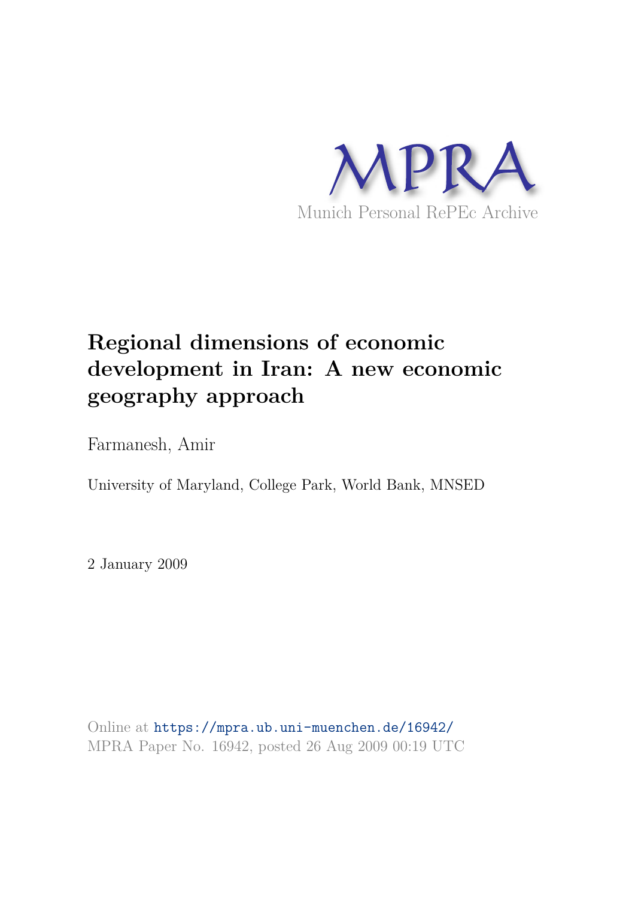MPRA

Munich Personal RePEc Archive

# Regional dimensions of economic development in Iran: A new economic geography approach

Farmanesh, Amir

University of Maryland, College Park, World Bank, MNSED

2 January 2009

Online at https://mpra.ub.uni-muenchen.de/16942/
MPRA Paper No. 16942, posted 26 Aug 2009 00:19 UTC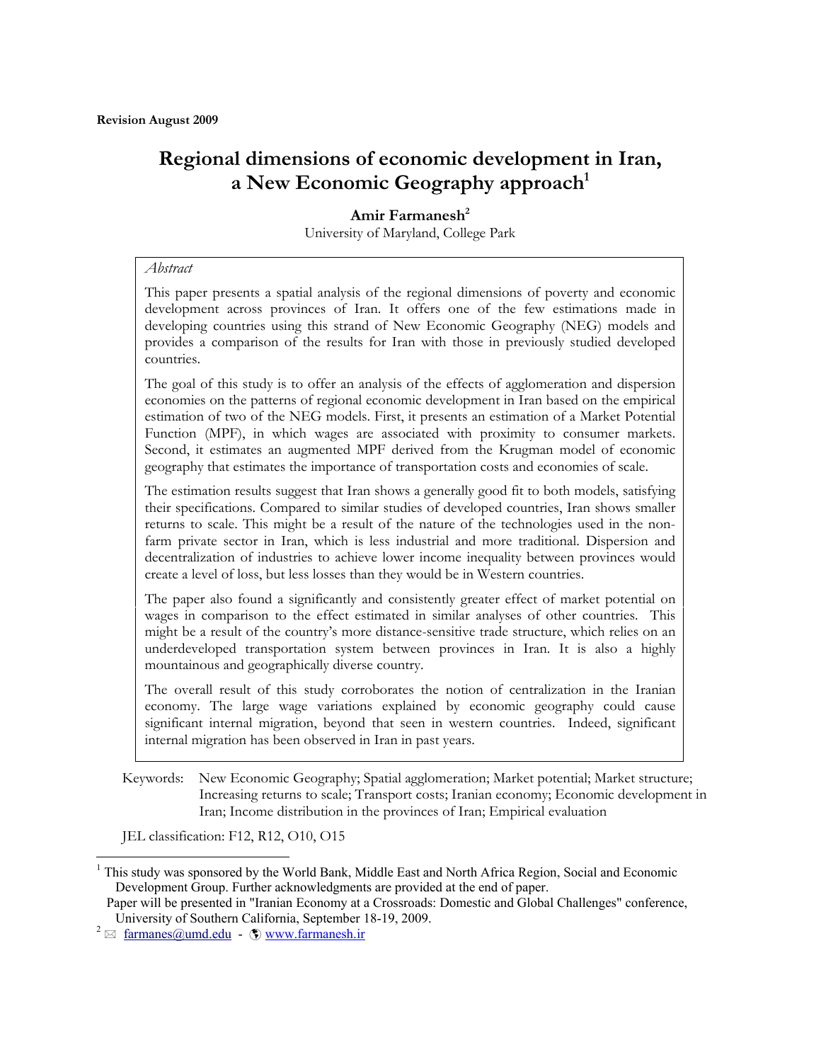**Revision August 2009**

# Regional dimensions of economic development in Iran, a New Economic Geography approach[1]

**Amir Farmanesh[2]**
University of Maryland, College Park

*Abstract*

This paper presents a spatial analysis of the regional dimensions of poverty and economic development across provinces of Iran. It offers one of the few estimations made in developing countries using this strand of New Economic Geography (NEG) models and provides a comparison of the results for Iran with those in previously studied developed countries.

The goal of this study is to offer an analysis of the effects of agglomeration and dispersion economies on the patterns of regional economic development in Iran based on the empirical estimation of two of the NEG models. First, it presents an estimation of a Market Potential Function (MPF), in which wages are associated with proximity to consumer markets. Second, it estimates an augmented MPF derived from the Krugman model of economic geography that estimates the importance of transportation costs and economies of scale.

The estimation results suggest that Iran shows a generally good fit to both models, satisfying their specifications. Compared to similar studies of developed countries, Iran shows smaller returns to scale. This might be a result of the nature of the technologies used in the non-farm private sector in Iran, which is less industrial and more traditional. Dispersion and decentralization of industries to achieve lower income inequality between provinces would create a level of loss, but less losses than they would be in Western countries.

The paper also found a significantly and consistently greater effect of market potential on wages in comparison to the effect estimated in similar analyses of other countries. This might be a result of the country's more distance-sensitive trade structure, which relies on an underdeveloped transportation system between provinces in Iran. It is also a highly mountainous and geographically diverse country.

The overall result of this study corroborates the notion of centralization in the Iranian economy. The large wage variations explained by economic geography could cause significant internal migration, beyond that seen in western countries. Indeed, significant internal migration has been observed in Iran in past years.

Keywords: New Economic Geography; Spatial agglomeration; Market potential; Market structure; Increasing returns to scale; Transport costs; Iranian economy; Economic development in Iran; Income distribution in the provinces of Iran; Empirical evaluation

JEL classification: F12, R12, O10, O15

---

[1] This study was sponsored by the World Bank, Middle East and North Africa Region, Social and Economic Development Group. Further acknowledgments are provided at the end of paper.
Paper will be presented in "Iranian Economy at a Crossroads: Domestic and Global Challenges" conference, University of Southern California, September 18-19, 2009.

[2] farmanes@umd.edu - www.farmanesh.ir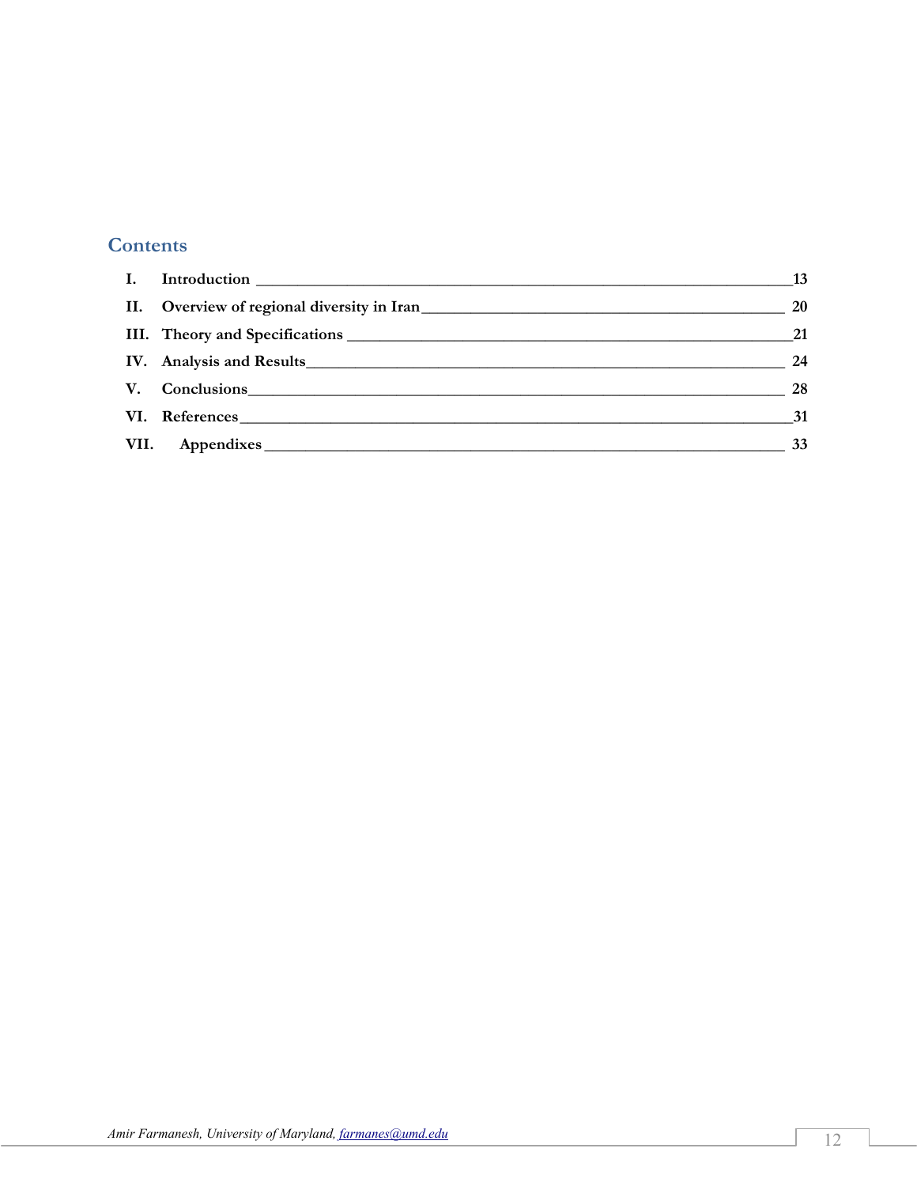## Contents

| | | |
|---|---|---|
| **I.** | **Introduction** | **13** |
| **II.** | **Overview of regional diversity in Iran** | **20** |
| **III.** | **Theory and Specifications** | **21** |
| **IV.** | **Analysis and Results** | **24** |
| **V.** | **Conclusions** | **28** |
| **VI.** | **References** | **31** |
| **VII.** | **Appendixes** | **33** |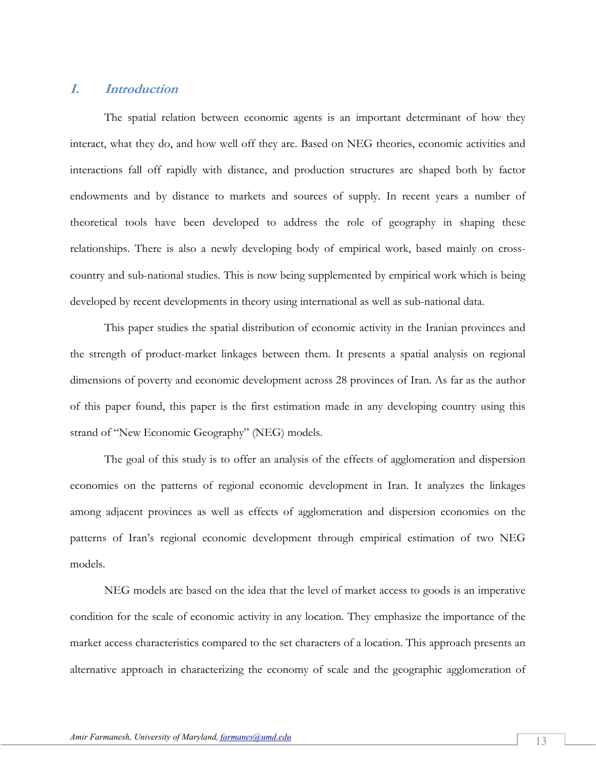# I. Introduction

The spatial relation between economic agents is an important determinant of how they interact, what they do, and how well off they are. Based on NEG theories, economic activities and interactions fall off rapidly with distance, and production structures are shaped both by factor endowments and by distance to markets and sources of supply. In recent years a number of theoretical tools have been developed to address the role of geography in shaping these relationships. There is also a newly developing body of empirical work, based mainly on cross-country and sub-national studies. This is now being supplemented by empirical work which is being developed by recent developments in theory using international as well as sub-national data.

This paper studies the spatial distribution of economic activity in the Iranian provinces and the strength of product-market linkages between them. It presents a spatial analysis on regional dimensions of poverty and economic development across 28 provinces of Iran. As far as the author of this paper found, this paper is the first estimation made in any developing country using this strand of "New Economic Geography" (NEG) models.

The goal of this study is to offer an analysis of the effects of agglomeration and dispersion economies on the patterns of regional economic development in Iran. It analyzes the linkages among adjacent provinces as well as effects of agglomeration and dispersion economies on the patterns of Iran's regional economic development through empirical estimation of two NEG models.

NEG models are based on the idea that the level of market access to goods is an imperative condition for the scale of economic activity in any location. They emphasize the importance of the market access characteristics compared to the set characters of a location. This approach presents an alternative approach in characterizing the economy of scale and the geographic agglomeration of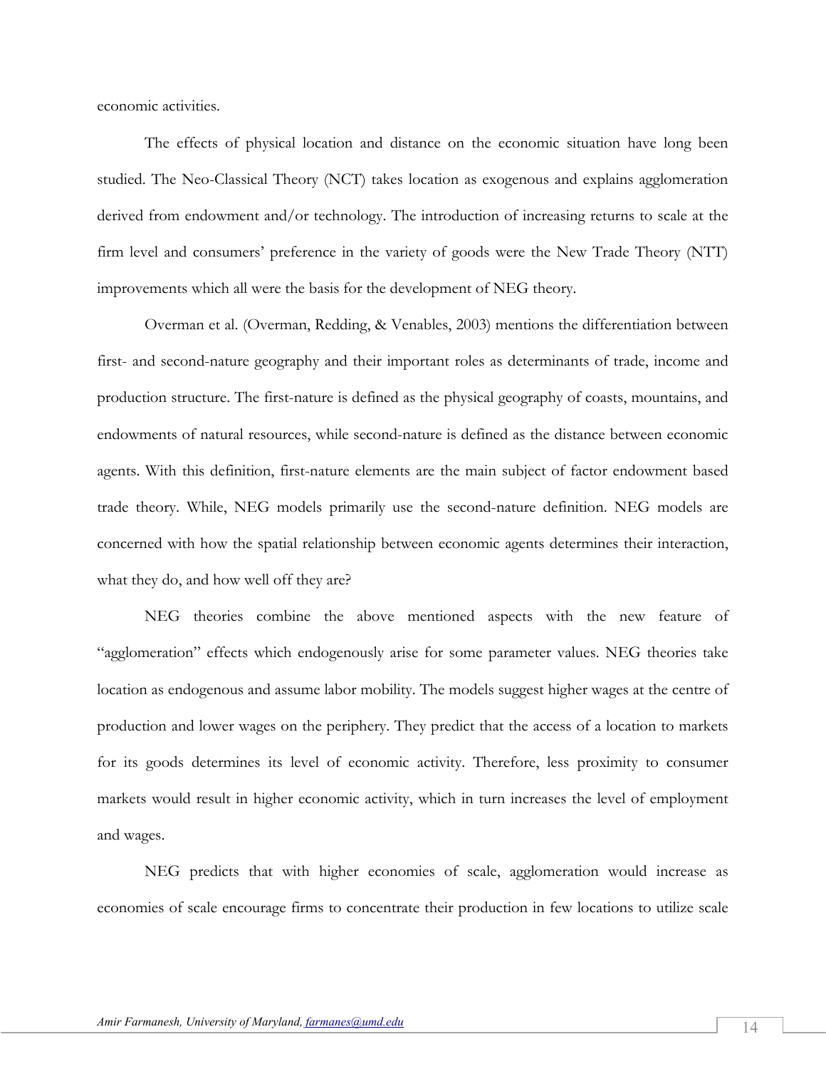economic activities.

The effects of physical location and distance on the economic situation have long been studied. The Neo-Classical Theory (NCT) takes location as exogenous and explains agglomeration derived from endowment and/or technology. The introduction of increasing returns to scale at the firm level and consumers' preference in the variety of goods were the New Trade Theory (NTT) improvements which all were the basis for the development of NEG theory.

Overman et al. (Overman, Redding, & Venables, 2003) mentions the differentiation between first- and second-nature geography and their important roles as determinants of trade, income and production structure. The first-nature is defined as the physical geography of coasts, mountains, and endowments of natural resources, while second-nature is defined as the distance between economic agents. With this definition, first-nature elements are the main subject of factor endowment based trade theory. While, NEG models primarily use the second-nature definition. NEG models are concerned with how the spatial relationship between economic agents determines their interaction, what they do, and how well off they are?

NEG theories combine the above mentioned aspects with the new feature of "agglomeration" effects which endogenously arise for some parameter values. NEG theories take location as endogenous and assume labor mobility. The models suggest higher wages at the centre of production and lower wages on the periphery. They predict that the access of a location to markets for its goods determines its level of economic activity. Therefore, less proximity to consumer markets would result in higher economic activity, which in turn increases the level of employment and wages.

NEG predicts that with higher economies of scale, agglomeration would increase as economies of scale encourage firms to concentrate their production in few locations to utilize scale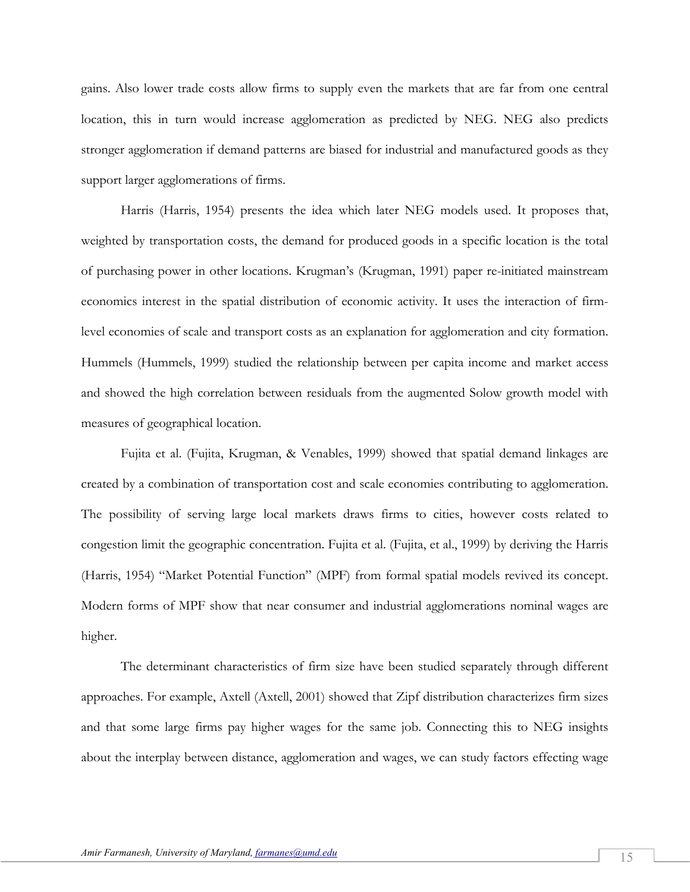gains. Also lower trade costs allow firms to supply even the markets that are far from one central location, this in turn would increase agglomeration as predicted by NEG. NEG also predicts stronger agglomeration if demand patterns are biased for industrial and manufactured goods as they support larger agglomerations of firms.

Harris (Harris, 1954) presents the idea which later NEG models used. It proposes that, weighted by transportation costs, the demand for produced goods in a specific location is the total of purchasing power in other locations. Krugman's (Krugman, 1991) paper re-initiated mainstream economics interest in the spatial distribution of economic activity. It uses the interaction of firm-level economies of scale and transport costs as an explanation for agglomeration and city formation. Hummels (Hummels, 1999) studied the relationship between per capita income and market access and showed the high correlation between residuals from the augmented Solow growth model with measures of geographical location.

Fujita et al. (Fujita, Krugman, & Venables, 1999) showed that spatial demand linkages are created by a combination of transportation cost and scale economies contributing to agglomeration. The possibility of serving large local markets draws firms to cities, however costs related to congestion limit the geographic concentration. Fujita et al. (Fujita, et al., 1999) by deriving the Harris (Harris, 1954) "Market Potential Function" (MPF) from formal spatial models revived its concept. Modern forms of MPF show that near consumer and industrial agglomerations nominal wages are higher.

The determinant characteristics of firm size have been studied separately through different approaches. For example, Axtell (Axtell, 2001) showed that Zipf distribution characterizes firm sizes and that some large firms pay higher wages for the same job. Connecting this to NEG insights about the interplay between distance, agglomeration and wages, we can study factors effecting wage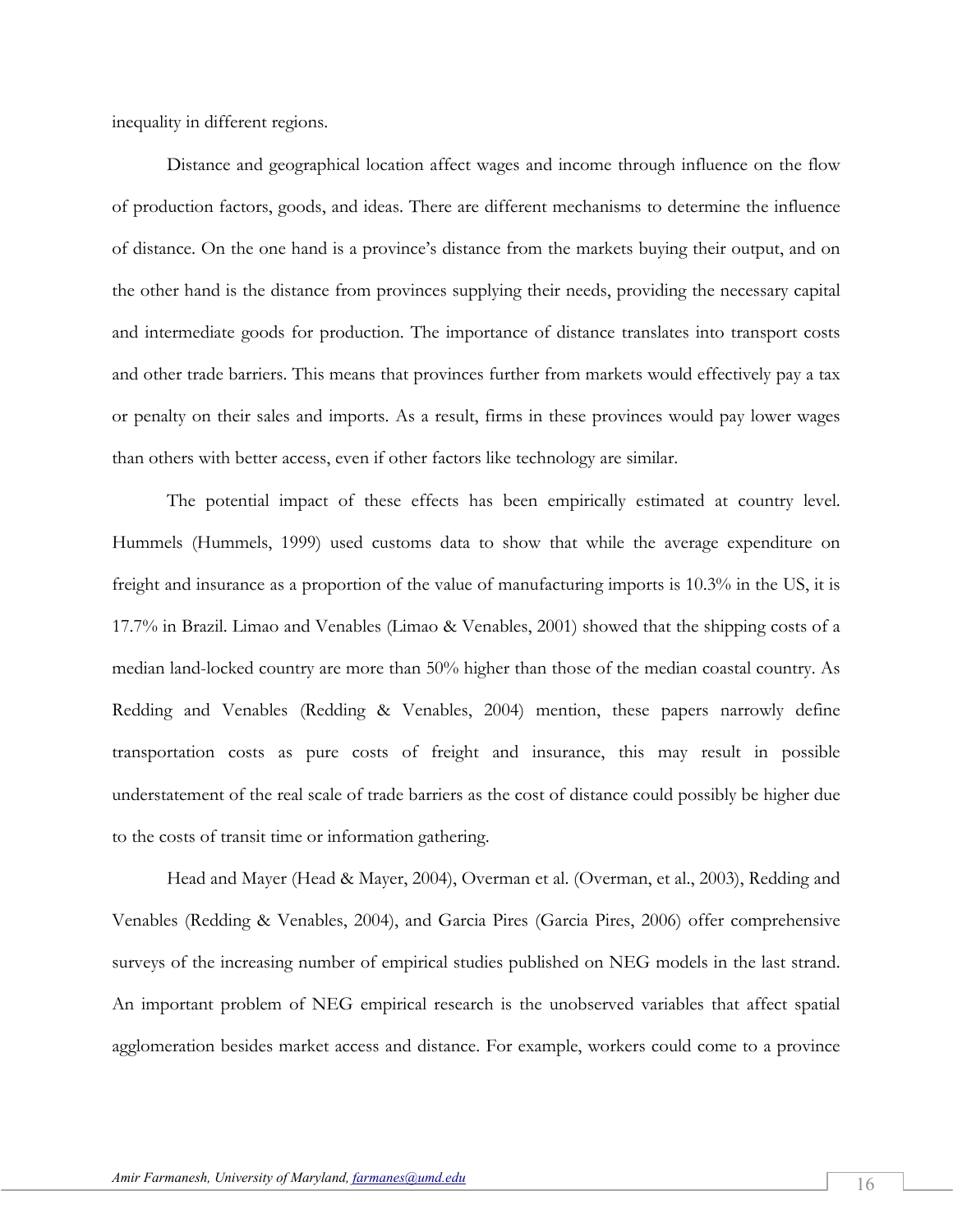inequality in different regions.

Distance and geographical location affect wages and income through influence on the flow of production factors, goods, and ideas. There are different mechanisms to determine the influence of distance. On the one hand is a province's distance from the markets buying their output, and on the other hand is the distance from provinces supplying their needs, providing the necessary capital and intermediate goods for production. The importance of distance translates into transport costs and other trade barriers. This means that provinces further from markets would effectively pay a tax or penalty on their sales and imports. As a result, firms in these provinces would pay lower wages than others with better access, even if other factors like technology are similar.

The potential impact of these effects has been empirically estimated at country level. Hummels (Hummels, 1999) used customs data to show that while the average expenditure on freight and insurance as a proportion of the value of manufacturing imports is 10.3% in the US, it is 17.7% in Brazil. Limao and Venables (Limao & Venables, 2001) showed that the shipping costs of a median land-locked country are more than 50% higher than those of the median coastal country. As Redding and Venables (Redding & Venables, 2004) mention, these papers narrowly define transportation costs as pure costs of freight and insurance, this may result in possible understatement of the real scale of trade barriers as the cost of distance could possibly be higher due to the costs of transit time or information gathering.

Head and Mayer (Head & Mayer, 2004), Overman et al. (Overman, et al., 2003), Redding and Venables (Redding & Venables, 2004), and Garcia Pires (Garcia Pires, 2006) offer comprehensive surveys of the increasing number of empirical studies published on NEG models in the last strand. An important problem of NEG empirical research is the unobserved variables that affect spatial agglomeration besides market access and distance. For example, workers could come to a province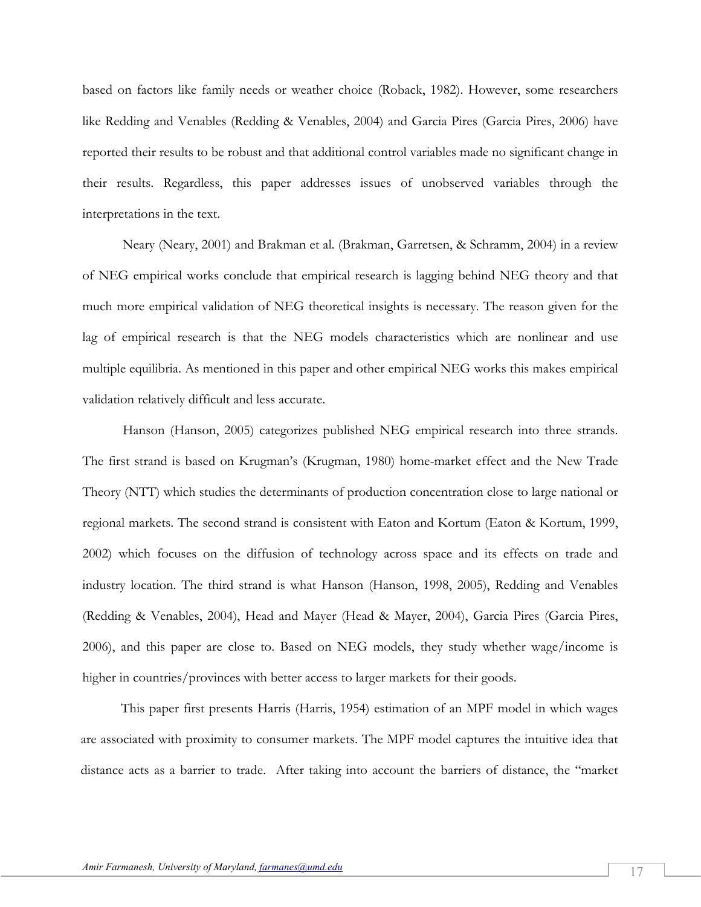based on factors like family needs or weather choice (Roback, 1982). However, some researchers like Redding and Venables (Redding & Venables, 2004) and Garcia Pires (Garcia Pires, 2006) have reported their results to be robust and that additional control variables made no significant change in their results. Regardless, this paper addresses issues of unobserved variables through the interpretations in the text.

Neary (Neary, 2001) and Brakman et al. (Brakman, Garretsen, & Schramm, 2004) in a review of NEG empirical works conclude that empirical research is lagging behind NEG theory and that much more empirical validation of NEG theoretical insights is necessary. The reason given for the lag of empirical research is that the NEG models characteristics which are nonlinear and use multiple equilibria. As mentioned in this paper and other empirical NEG works this makes empirical validation relatively difficult and less accurate.

Hanson (Hanson, 2005) categorizes published NEG empirical research into three strands. The first strand is based on Krugman's (Krugman, 1980) home-market effect and the New Trade Theory (NTT) which studies the determinants of production concentration close to large national or regional markets. The second strand is consistent with Eaton and Kortum (Eaton & Kortum, 1999, 2002) which focuses on the diffusion of technology across space and its effects on trade and industry location. The third strand is what Hanson (Hanson, 1998, 2005), Redding and Venables (Redding & Venables, 2004), Head and Mayer (Head & Mayer, 2004), Garcia Pires (Garcia Pires, 2006), and this paper are close to. Based on NEG models, they study whether wage/income is higher in countries/provinces with better access to larger markets for their goods.

This paper first presents Harris (Harris, 1954) estimation of an MPF model in which wages are associated with proximity to consumer markets. The MPF model captures the intuitive idea that distance acts as a barrier to trade. After taking into account the barriers of distance, the "market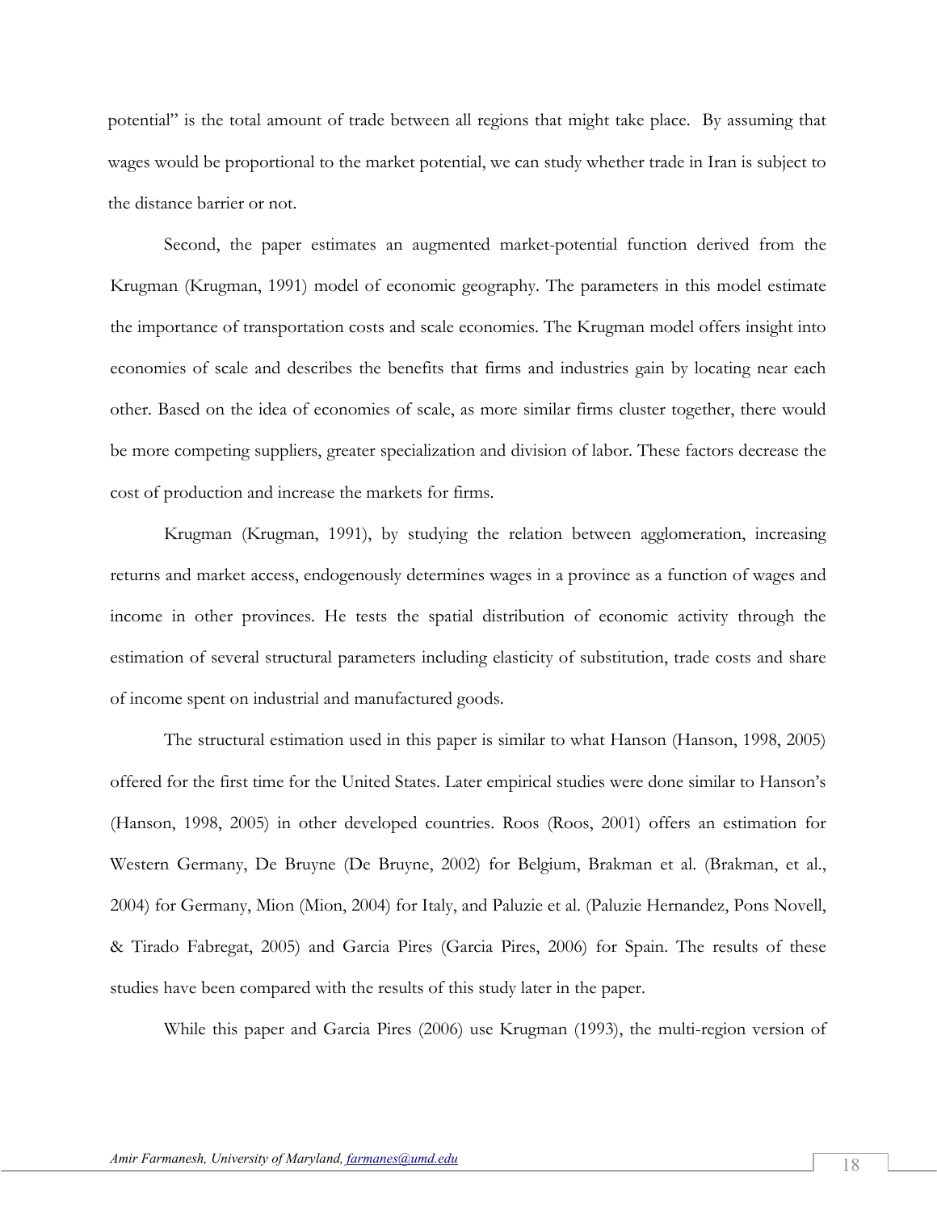potential" is the total amount of trade between all regions that might take place. By assuming that wages would be proportional to the market potential, we can study whether trade in Iran is subject to the distance barrier or not.

Second, the paper estimates an augmented market-potential function derived from the Krugman (Krugman, 1991) model of economic geography. The parameters in this model estimate the importance of transportation costs and scale economies. The Krugman model offers insight into economies of scale and describes the benefits that firms and industries gain by locating near each other. Based on the idea of economies of scale, as more similar firms cluster together, there would be more competing suppliers, greater specialization and division of labor. These factors decrease the cost of production and increase the markets for firms.

Krugman (Krugman, 1991), by studying the relation between agglomeration, increasing returns and market access, endogenously determines wages in a province as a function of wages and income in other provinces. He tests the spatial distribution of economic activity through the estimation of several structural parameters including elasticity of substitution, trade costs and share of income spent on industrial and manufactured goods.

The structural estimation used in this paper is similar to what Hanson (Hanson, 1998, 2005) offered for the first time for the United States. Later empirical studies were done similar to Hanson's (Hanson, 1998, 2005) in other developed countries. Roos (Roos, 2001) offers an estimation for Western Germany, De Bruyne (De Bruyne, 2002) for Belgium, Brakman et al. (Brakman, et al., 2004) for Germany, Mion (Mion, 2004) for Italy, and Paluzie et al. (Paluzie Hernandez, Pons Novell, & Tirado Fabregat, 2005) and Garcia Pires (Garcia Pires, 2006) for Spain. The results of these studies have been compared with the results of this study later in the paper.

While this paper and Garcia Pires (2006) use Krugman (1993), the multi-region version of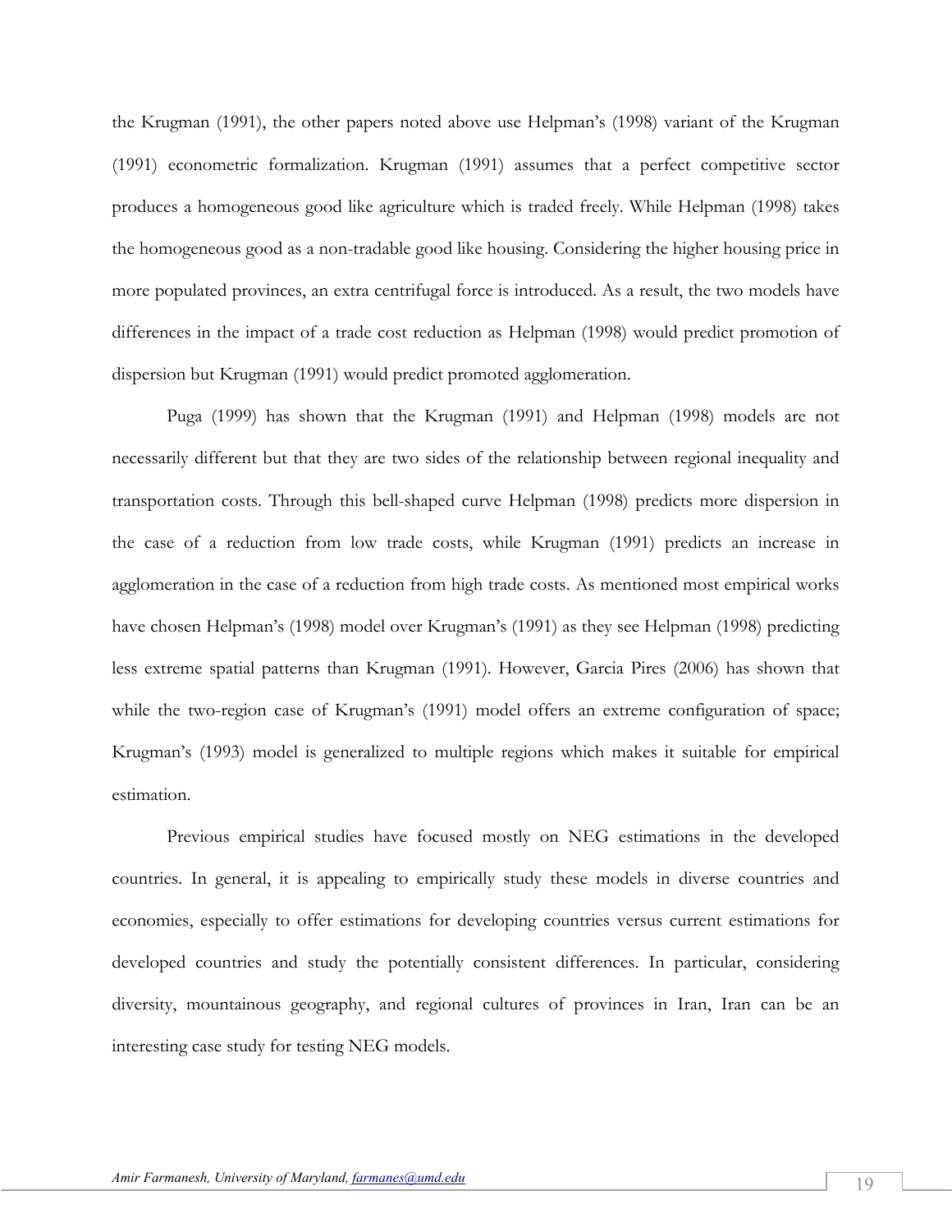the Krugman (1991), the other papers noted above use Helpman's (1998) variant of the Krugman (1991) econometric formalization. Krugman (1991) assumes that a perfect competitive sector produces a homogeneous good like agriculture which is traded freely. While Helpman (1998) takes the homogeneous good as a non-tradable good like housing. Considering the higher housing price in more populated provinces, an extra centrifugal force is introduced. As a result, the two models have differences in the impact of a trade cost reduction as Helpman (1998) would predict promotion of dispersion but Krugman (1991) would predict promoted agglomeration.

Puga (1999) has shown that the Krugman (1991) and Helpman (1998) models are not necessarily different but that they are two sides of the relationship between regional inequality and transportation costs. Through this bell-shaped curve Helpman (1998) predicts more dispersion in the case of a reduction from low trade costs, while Krugman (1991) predicts an increase in agglomeration in the case of a reduction from high trade costs. As mentioned most empirical works have chosen Helpman's (1998) model over Krugman's (1991) as they see Helpman (1998) predicting less extreme spatial patterns than Krugman (1991). However, Garcia Pires (2006) has shown that while the two-region case of Krugman's (1991) model offers an extreme configuration of space; Krugman's (1993) model is generalized to multiple regions which makes it suitable for empirical estimation.

Previous empirical studies have focused mostly on NEG estimations in the developed countries. In general, it is appealing to empirically study these models in diverse countries and economies, especially to offer estimations for developing countries versus current estimations for developed countries and study the potentially consistent differences. In particular, considering diversity, mountainous geography, and regional cultures of provinces in Iran, Iran can be an interesting case study for testing NEG models.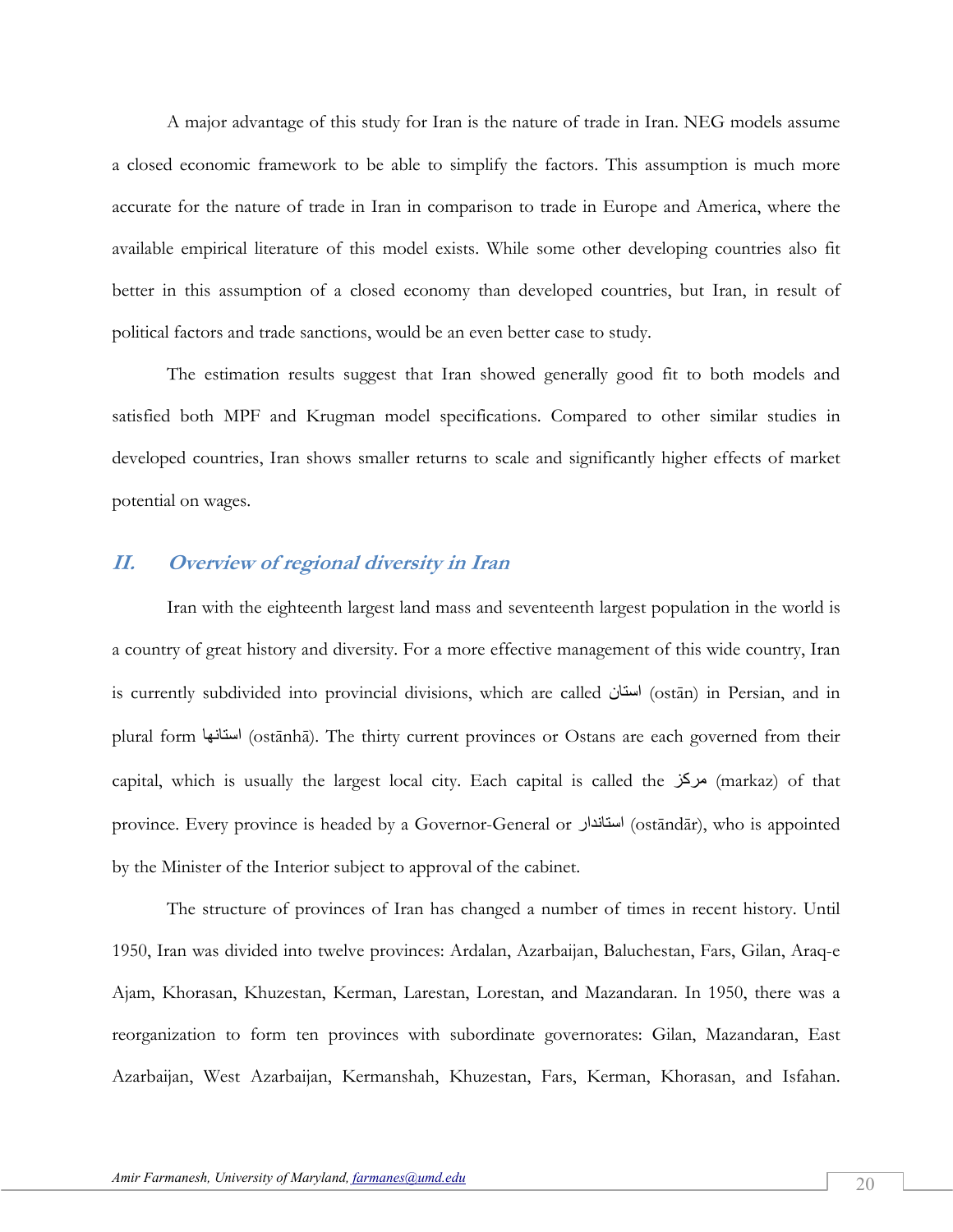A major advantage of this study for Iran is the nature of trade in Iran. NEG models assume a closed economic framework to be able to simplify the factors. This assumption is much more accurate for the nature of trade in Iran in comparison to trade in Europe and America, where the available empirical literature of this model exists. While some other developing countries also fit better in this assumption of a closed economy than developed countries, but Iran, in result of political factors and trade sanctions, would be an even better case to study.

The estimation results suggest that Iran showed generally good fit to both models and satisfied both MPF and Krugman model specifications. Compared to other similar studies in developed countries, Iran shows smaller returns to scale and significantly higher effects of market potential on wages.

## *II. Overview of regional diversity in Iran*

Iran with the eighteenth largest land mass and seventeenth largest population in the world is a country of great history and diversity. For a more effective management of this wide country, Iran is currently subdivided into provincial divisions, which are called استان (ostān) in Persian, and in plural form استانها (ostānhā). The thirty current provinces or Ostans are each governed from their capital, which is usually the largest local city. Each capital is called the مرکز (markaz) of that province. Every province is headed by a Governor-General or استاندار (ostāndār), who is appointed by the Minister of the Interior subject to approval of the cabinet.

The structure of provinces of Iran has changed a number of times in recent history. Until 1950, Iran was divided into twelve provinces: Ardalan, Azarbaijan, Baluchestan, Fars, Gilan, Araq-e Ajam, Khorasan, Khuzestan, Kerman, Larestan, Lorestan, and Mazandaran. In 1950, there was a reorganization to form ten provinces with subordinate governorates: Gilan, Mazandaran, East Azarbaijan, West Azarbaijan, Kermanshah, Khuzestan, Fars, Kerman, Khorasan, and Isfahan.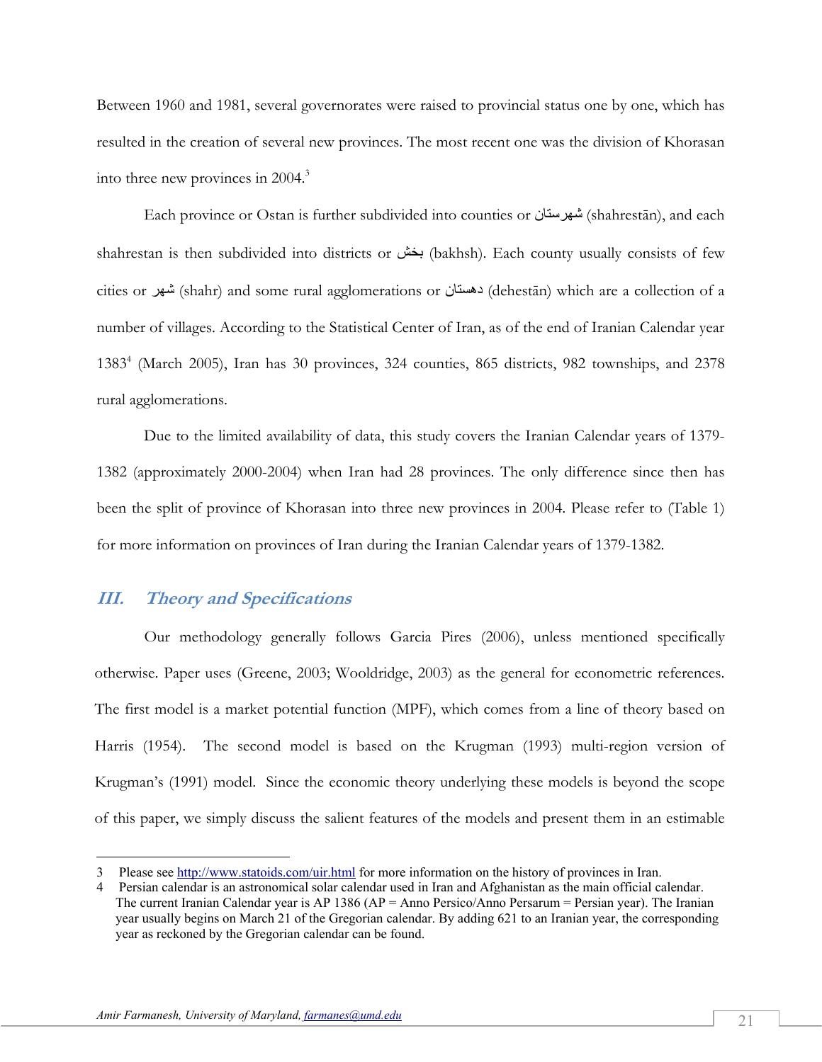Between 1960 and 1981, several governorates were raised to provincial status one by one, which has resulted in the creation of several new provinces. The most recent one was the division of Khorasan into three new provinces in 2004.[3]

Each province or Ostan is further subdivided into counties or شهرستان (shahrestān), and each shahrestan is then subdivided into districts or بخش (bakhsh). Each county usually consists of few cities or شهر (shahr) and some rural agglomerations or دهستان (dehestān) which are a collection of a number of villages. According to the Statistical Center of Iran, as of the end of Iranian Calendar year 1383[4] (March 2005), Iran has 30 provinces, 324 counties, 865 districts, 982 townships, and 2378 rural agglomerations.

Due to the limited availability of data, this study covers the Iranian Calendar years of 1379-1382 (approximately 2000-2004) when Iran had 28 provinces. The only difference since then has been the split of province of Khorasan into three new provinces in 2004. Please refer to (Table 1) for more information on provinces of Iran during the Iranian Calendar years of 1379-1382.

## III. *Theory and Specifications*

Our methodology generally follows Garcia Pires (2006), unless mentioned specifically otherwise. Paper uses (Greene, 2003; Wooldridge, 2003) as the general for econometric references. The first model is a market potential function (MPF), which comes from a line of theory based on Harris (1954). The second model is based on the Krugman (1993) multi-region version of Krugman's (1991) model. Since the economic theory underlying these models is beyond the scope of this paper, we simply discuss the salient features of the models and present them in an estimable

---

3 Please see http://www.statoids.com/uir.html for more information on the history of provinces in Iran.

4 Persian calendar is an astronomical solar calendar used in Iran and Afghanistan as the main official calendar. The current Iranian Calendar year is AP 1386 (AP = Anno Persico/Anno Persarum = Persian year). The Iranian year usually begins on March 21 of the Gregorian calendar. By adding 621 to an Iranian year, the corresponding year as reckoned by the Gregorian calendar can be found.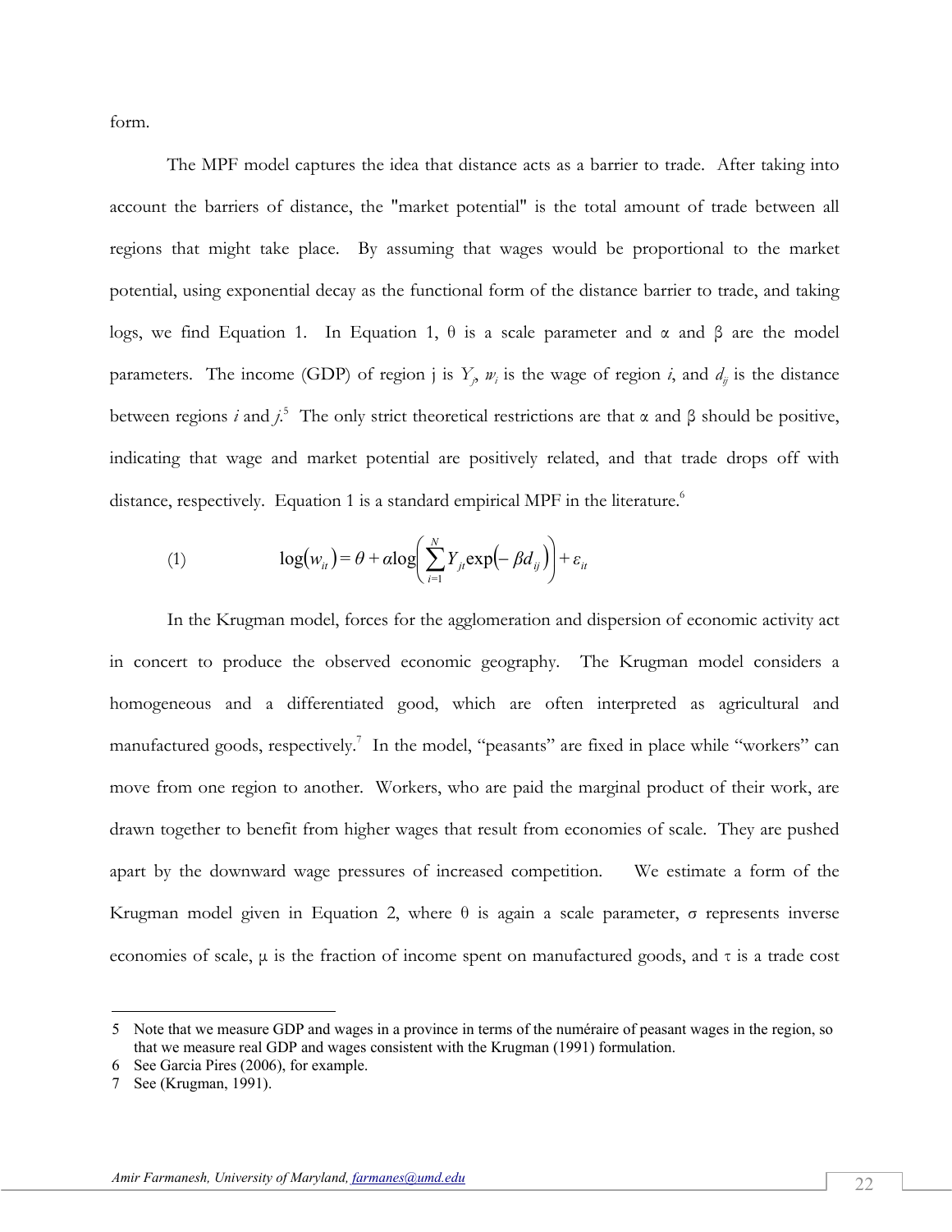form.

The MPF model captures the idea that distance acts as a barrier to trade. After taking into account the barriers of distance, the "market potential" is the total amount of trade between all regions that might take place. By assuming that wages would be proportional to the market potential, using exponential decay as the functional form of the distance barrier to trade, and taking logs, we find Equation 1. In Equation 1, θ is a scale parameter and α and β are the model parameters. The income (GDP) of region j is $Y_j$, $w_i$ is the wage of region *i*, and $d_{ij}$ is the distance between regions *i* and *j*.[5] The only strict theoretical restrictions are that α and β should be positive, indicating that wage and market potential are positively related, and that trade drops off with distance, respectively. Equation 1 is a standard empirical MPF in the literature.[6]

$$\text{(1)} \qquad \log(w_{it}) = \theta + \alpha \log\left( \sum_{i=1}^{N} Y_{jt} \exp(-\beta d_{ij}) \right) + \varepsilon_{it}$$

In the Krugman model, forces for the agglomeration and dispersion of economic activity act in concert to produce the observed economic geography. The Krugman model considers a homogeneous and a differentiated good, which are often interpreted as agricultural and manufactured goods, respectively.[7] In the model, "peasants" are fixed in place while "workers" can move from one region to another. Workers, who are paid the marginal product of their work, are drawn together to benefit from higher wages that result from economies of scale. They are pushed apart by the downward wage pressures of increased competition. We estimate a form of the Krugman model given in Equation 2, where θ is again a scale parameter, σ represents inverse economies of scale, μ is the fraction of income spent on manufactured goods, and τ is a trade cost

---

5 Note that we measure GDP and wages in a province in terms of the numéraire of peasant wages in the region, so that we measure real GDP and wages consistent with the Krugman (1991) formulation.

6 See Garcia Pires (2006), for example.

7 See (Krugman, 1991).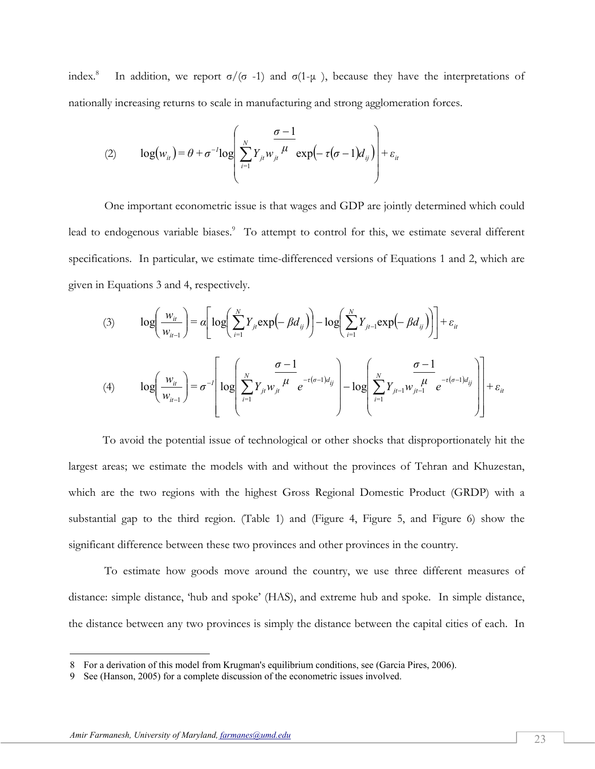index.[8] In addition, we report $\sigma/(\sigma -1)$ and $\sigma(1-\mu)$, because they have the interpretations of nationally increasing returns to scale in manufacturing and strong agglomeration forces.

$$\text{(2)} \qquad \log(w_{it}) = \theta + \sigma^{-1}\log\left(\sum_{i=1}^{N} Y_{jt} w_{jt}^{\frac{\sigma-1}{\mu}} \exp(-\tau(\sigma-1)d_{ij})\right) + \varepsilon_{it}$$

One important econometric issue is that wages and GDP are jointly determined which could lead to endogenous variable biases.[9] To attempt to control for this, we estimate several different specifications. In particular, we estimate time-differenced versions of Equations 1 and 2, which are given in Equations 3 and 4, respectively.

$$\text{(3)} \qquad \log\left(\frac{w_{it}}{w_{it-1}}\right) = \alpha\left[\log\left(\sum_{i=1}^{N} Y_{jt}\exp(-\beta d_{ij})\right) - \log\left(\sum_{i=1}^{N} Y_{jt-1}\exp(-\beta d_{ij})\right)\right] + \varepsilon_{it}$$

$$\text{(4)} \qquad \log\left(\frac{w_{it}}{w_{it-1}}\right) = \sigma^{-1}\left[\log\left(\sum_{i=1}^{N} Y_{jt} w_{jt}^{\frac{\sigma-1}{\mu}} e^{-\tau(\sigma-1)d_{ij}}\right) - \log\left(\sum_{i=1}^{N} Y_{jt-1} w_{jt-1}^{\frac{\sigma-1}{\mu}} e^{-\tau(\sigma-1)d_{ij}}\right)\right] + \varepsilon_{it}$$

To avoid the potential issue of technological or other shocks that disproportionately hit the largest areas; we estimate the models with and without the provinces of Tehran and Khuzestan, which are the two regions with the highest Gross Regional Domestic Product (GRDP) with a substantial gap to the third region. (Table 1) and (Figure 4, Figure 5, and Figure 6) show the significant difference between these two provinces and other provinces in the country.

To estimate how goods move around the country, we use three different measures of distance: simple distance, 'hub and spoke' (HAS), and extreme hub and spoke. In simple distance, the distance between any two provinces is simply the distance between the capital cities of each. In

---

8 For a derivation of this model from Krugman's equilibrium conditions, see (Garcia Pires, 2006).

9 See (Hanson, 2005) for a complete discussion of the econometric issues involved.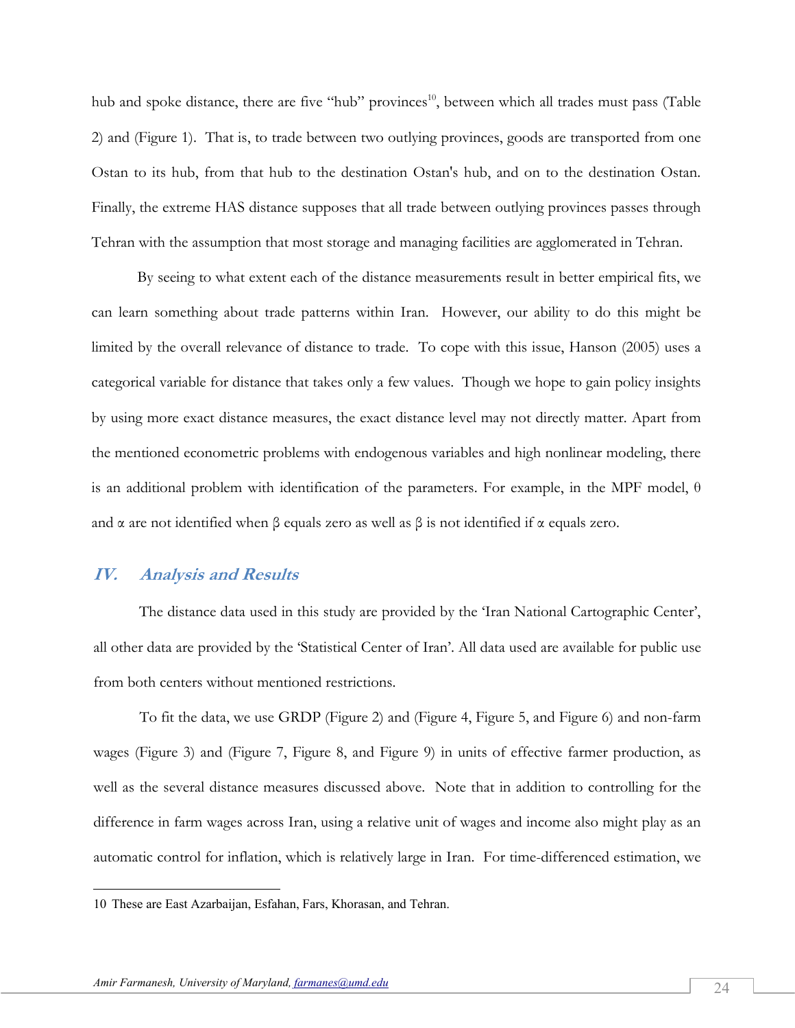hub and spoke distance, there are five "hub" provinces[10], between which all trades must pass (Table 2) and (Figure 1). That is, to trade between two outlying provinces, goods are transported from one Ostan to its hub, from that hub to the destination Ostan's hub, and on to the destination Ostan. Finally, the extreme HAS distance supposes that all trade between outlying provinces passes through Tehran with the assumption that most storage and managing facilities are agglomerated in Tehran.

By seeing to what extent each of the distance measurements result in better empirical fits, we can learn something about trade patterns within Iran. However, our ability to do this might be limited by the overall relevance of distance to trade. To cope with this issue, Hanson (2005) uses a categorical variable for distance that takes only a few values. Though we hope to gain policy insights by using more exact distance measures, the exact distance level may not directly matter. Apart from the mentioned econometric problems with endogenous variables and high nonlinear modeling, there is an additional problem with identification of the parameters. For example, in the MPF model, $\theta$ and $\alpha$ are not identified when $\beta$ equals zero as well as $\beta$ is not identified if $\alpha$ equals zero.

## IV. Analysis and Results

The distance data used in this study are provided by the 'Iran National Cartographic Center', all other data are provided by the 'Statistical Center of Iran'. All data used are available for public use from both centers without mentioned restrictions.

To fit the data, we use GRDP (Figure 2) and (Figure 4, Figure 5, and Figure 6) and non-farm wages (Figure 3) and (Figure 7, Figure 8, and Figure 9) in units of effective farmer production, as well as the several distance measures discussed above. Note that in addition to controlling for the difference in farm wages across Iran, using a relative unit of wages and income also might play as an automatic control for inflation, which is relatively large in Iran. For time-differenced estimation, we

---

[10] These are East Azarbaijan, Esfahan, Fars, Khorasan, and Tehran.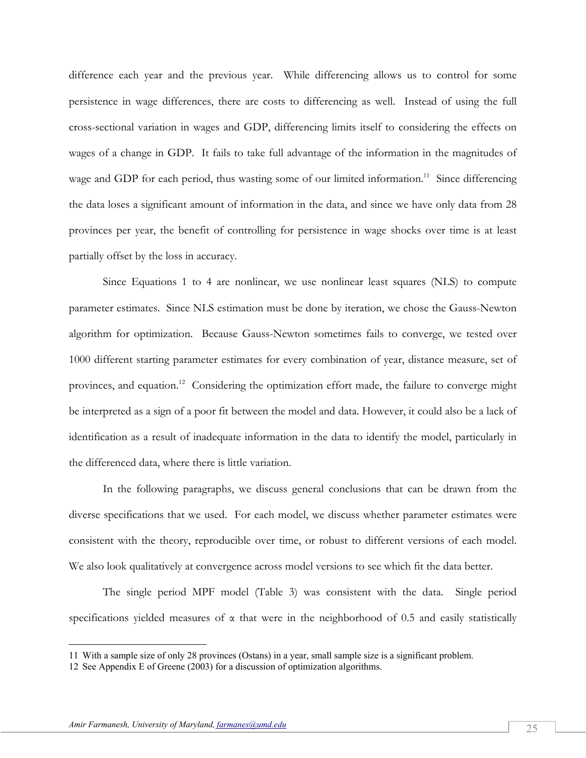difference each year and the previous year. While differencing allows us to control for some persistence in wage differences, there are costs to differencing as well. Instead of using the full cross-sectional variation in wages and GDP, differencing limits itself to considering the effects on wages of a change in GDP. It fails to take full advantage of the information in the magnitudes of wage and GDP for each period, thus wasting some of our limited information.[11] Since differencing the data loses a significant amount of information in the data, and since we have only data from 28 provinces per year, the benefit of controlling for persistence in wage shocks over time is at least partially offset by the loss in accuracy.

Since Equations 1 to 4 are nonlinear, we use nonlinear least squares (NLS) to compute parameter estimates. Since NLS estimation must be done by iteration, we chose the Gauss-Newton algorithm for optimization. Because Gauss-Newton sometimes fails to converge, we tested over 1000 different starting parameter estimates for every combination of year, distance measure, set of provinces, and equation.[12] Considering the optimization effort made, the failure to converge might be interpreted as a sign of a poor fit between the model and data. However, it could also be a lack of identification as a result of inadequate information in the data to identify the model, particularly in the differenced data, where there is little variation.

In the following paragraphs, we discuss general conclusions that can be drawn from the diverse specifications that we used. For each model, we discuss whether parameter estimates were consistent with the theory, reproducible over time, or robust to different versions of each model. We also look qualitatively at convergence across model versions to see which fit the data better.

The single period MPF model (Table 3) was consistent with the data. Single period specifications yielded measures of $\alpha$ that were in the neighborhood of 0.5 and easily statistically

---

11 With a sample size of only 28 provinces (Ostans) in a year, small sample size is a significant problem.

12 See Appendix E of Greene (2003) for a discussion of optimization algorithms.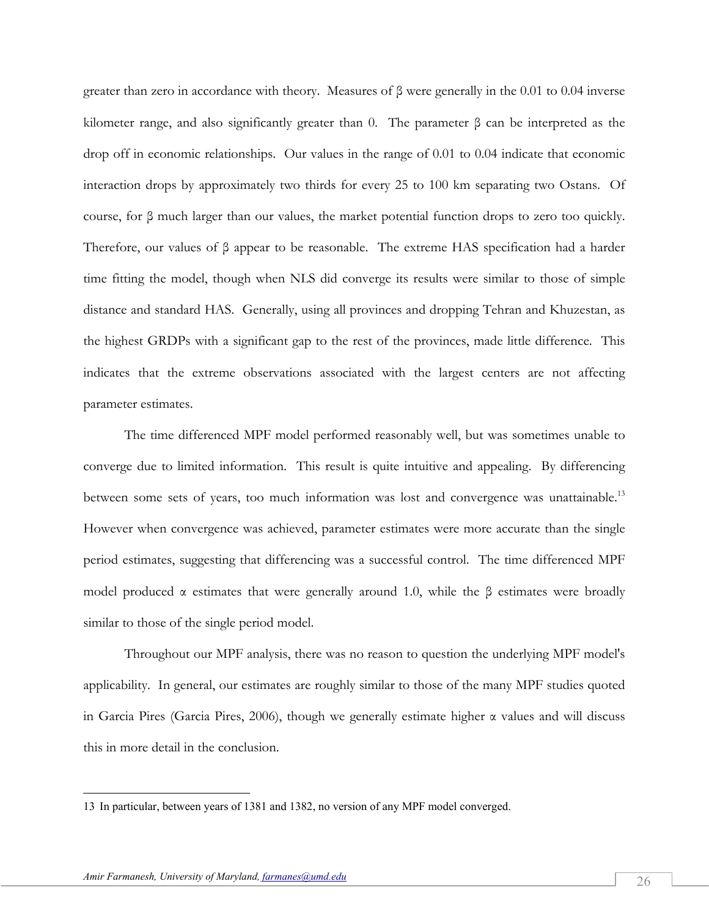greater than zero in accordance with theory. Measures of $\beta$ were generally in the 0.01 to 0.04 inverse kilometer range, and also significantly greater than 0. The parameter $\beta$ can be interpreted as the drop off in economic relationships. Our values in the range of 0.01 to 0.04 indicate that economic interaction drops by approximately two thirds for every 25 to 100 km separating two Ostans. Of course, for $\beta$ much larger than our values, the market potential function drops to zero too quickly. Therefore, our values of $\beta$ appear to be reasonable. The extreme HAS specification had a harder time fitting the model, though when NLS did converge its results were similar to those of simple distance and standard HAS. Generally, using all provinces and dropping Tehran and Khuzestan, as the highest GRDPs with a significant gap to the rest of the provinces, made little difference. This indicates that the extreme observations associated with the largest centers are not affecting parameter estimates.

The time differenced MPF model performed reasonably well, but was sometimes unable to converge due to limited information. This result is quite intuitive and appealing. By differencing between some sets of years, too much information was lost and convergence was unattainable.[13] However when convergence was achieved, parameter estimates were more accurate than the single period estimates, suggesting that differencing was a successful control. The time differenced MPF model produced $\alpha$ estimates that were generally around 1.0, while the $\beta$ estimates were broadly similar to those of the single period model.

Throughout our MPF analysis, there was no reason to question the underlying MPF model's applicability. In general, our estimates are roughly similar to those of the many MPF studies quoted in Garcia Pires (Garcia Pires, 2006), though we generally estimate higher $\alpha$ values and will discuss this in more detail in the conclusion.

---

13 In particular, between years of 1381 and 1382, no version of any MPF model converged.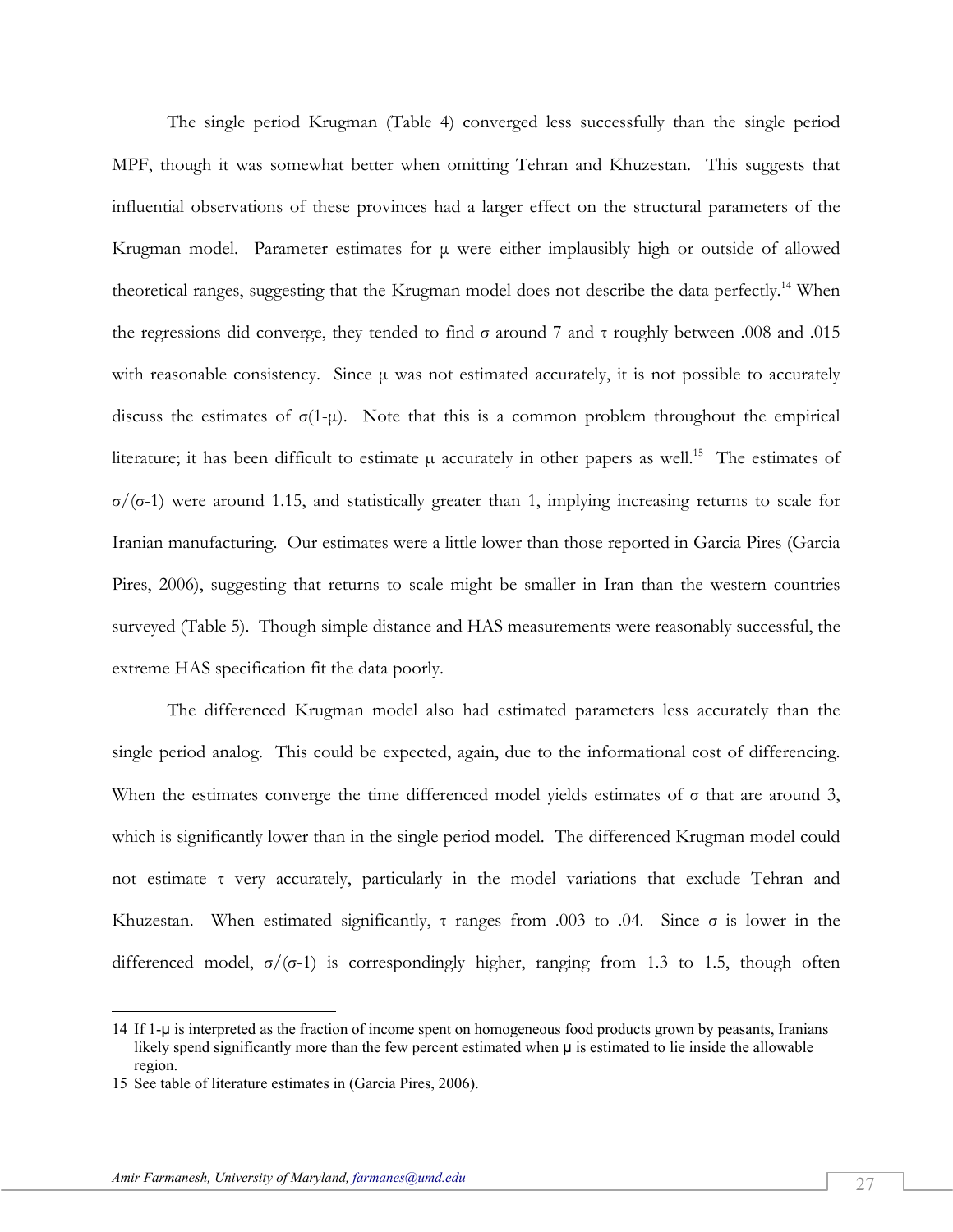The single period Krugman (Table 4) converged less successfully than the single period MPF, though it was somewhat better when omitting Tehran and Khuzestan. This suggests that influential observations of these provinces had a larger effect on the structural parameters of the Krugman model. Parameter estimates for $\mu$ were either implausibly high or outside of allowed theoretical ranges, suggesting that the Krugman model does not describe the data perfectly.[14] When the regressions did converge, they tended to find $\sigma$ around 7 and $\tau$ roughly between .008 and .015 with reasonable consistency. Since $\mu$ was not estimated accurately, it is not possible to accurately discuss the estimates of $\sigma(1-\mu)$. Note that this is a common problem throughout the empirical literature; it has been difficult to estimate $\mu$ accurately in other papers as well.[15] The estimates of $\sigma/(\sigma-1)$ were around 1.15, and statistically greater than 1, implying increasing returns to scale for Iranian manufacturing. Our estimates were a little lower than those reported in Garcia Pires (Garcia Pires, 2006), suggesting that returns to scale might be smaller in Iran than the western countries surveyed (Table 5). Though simple distance and HAS measurements were reasonably successful, the extreme HAS specification fit the data poorly.

The differenced Krugman model also had estimated parameters less accurately than the single period analog. This could be expected, again, due to the informational cost of differencing. When the estimates converge the time differenced model yields estimates of $\sigma$ that are around 3, which is significantly lower than in the single period model. The differenced Krugman model could not estimate $\tau$ very accurately, particularly in the model variations that exclude Tehran and Khuzestan. When estimated significantly, $\tau$ ranges from .003 to .04. Since $\sigma$ is lower in the differenced model, $\sigma/(\sigma-1)$ is correspondingly higher, ranging from 1.3 to 1.5, though often

---

14 If $1-\mu$ is interpreted as the fraction of income spent on homogeneous food products grown by peasants, Iranians likely spend significantly more than the few percent estimated when $\mu$ is estimated to lie inside the allowable region.

15 See table of literature estimates in (Garcia Pires, 2006).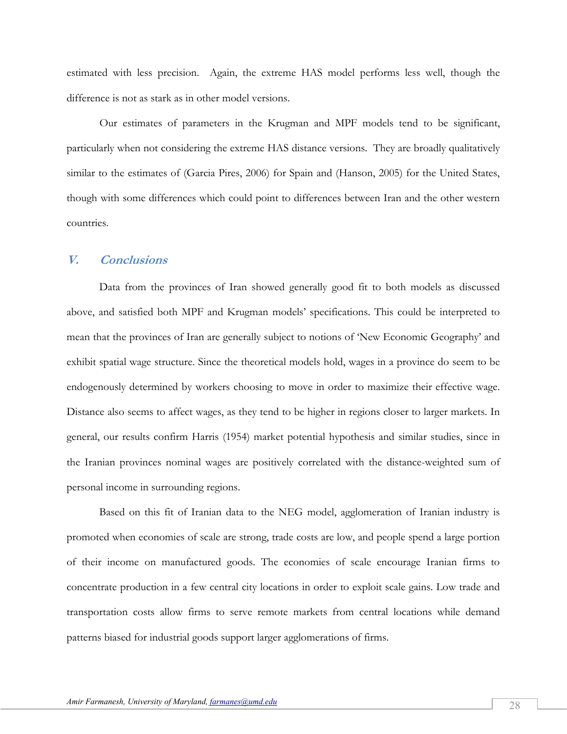estimated with less precision. Again, the extreme HAS model performs less well, though the difference is not as stark as in other model versions.

Our estimates of parameters in the Krugman and MPF models tend to be significant, particularly when not considering the extreme HAS distance versions. They are broadly qualitatively similar to the estimates of (Garcia Pires, 2006) for Spain and (Hanson, 2005) for the United States, though with some differences which could point to differences between Iran and the other western countries.

## V. *Conclusions*

Data from the provinces of Iran showed generally good fit to both models as discussed above, and satisfied both MPF and Krugman models' specifications. This could be interpreted to mean that the provinces of Iran are generally subject to notions of 'New Economic Geography' and exhibit spatial wage structure. Since the theoretical models hold, wages in a province do seem to be endogenously determined by workers choosing to move in order to maximize their effective wage. Distance also seems to affect wages, as they tend to be higher in regions closer to larger markets. In general, our results confirm Harris (1954) market potential hypothesis and similar studies, since in the Iranian provinces nominal wages are positively correlated with the distance-weighted sum of personal income in surrounding regions.

Based on this fit of Iranian data to the NEG model, agglomeration of Iranian industry is promoted when economies of scale are strong, trade costs are low, and people spend a large portion of their income on manufactured goods. The economies of scale encourage Iranian firms to concentrate production in a few central city locations in order to exploit scale gains. Low trade and transportation costs allow firms to serve remote markets from central locations while demand patterns biased for industrial goods support larger agglomerations of firms.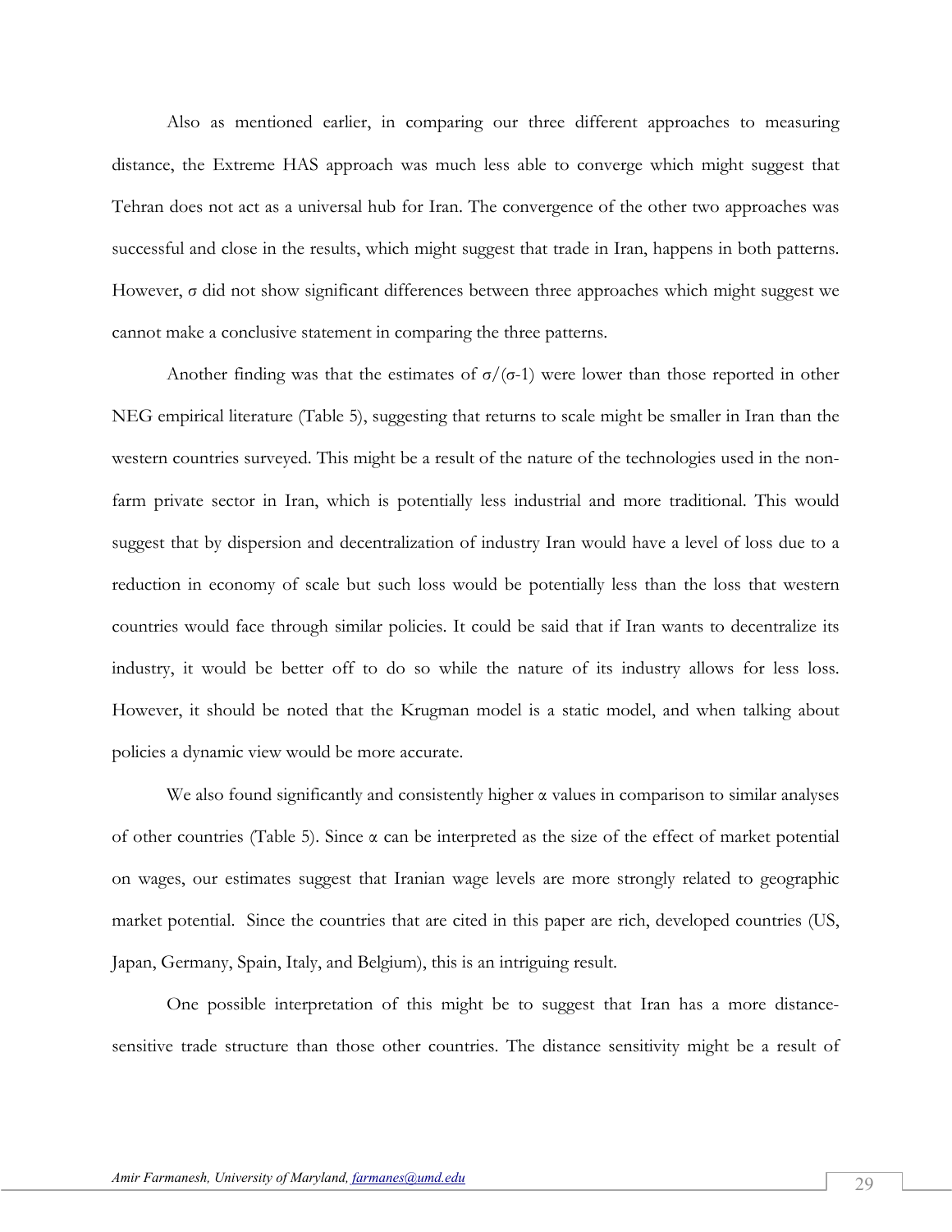Also as mentioned earlier, in comparing our three different approaches to measuring distance, the Extreme HAS approach was much less able to converge which might suggest that Tehran does not act as a universal hub for Iran. The convergence of the other two approaches was successful and close in the results, which might suggest that trade in Iran, happens in both patterns. However, $\sigma$ did not show significant differences between three approaches which might suggest we cannot make a conclusive statement in comparing the three patterns.

Another finding was that the estimates of $\sigma/(\sigma\text{-}1)$ were lower than those reported in other NEG empirical literature (Table 5), suggesting that returns to scale might be smaller in Iran than the western countries surveyed. This might be a result of the nature of the technologies used in the non-farm private sector in Iran, which is potentially less industrial and more traditional. This would suggest that by dispersion and decentralization of industry Iran would have a level of loss due to a reduction in economy of scale but such loss would be potentially less than the loss that western countries would face through similar policies. It could be said that if Iran wants to decentralize its industry, it would be better off to do so while the nature of its industry allows for less loss. However, it should be noted that the Krugman model is a static model, and when talking about policies a dynamic view would be more accurate.

We also found significantly and consistently higher $\alpha$ values in comparison to similar analyses of other countries (Table 5). Since $\alpha$ can be interpreted as the size of the effect of market potential on wages, our estimates suggest that Iranian wage levels are more strongly related to geographic market potential. Since the countries that are cited in this paper are rich, developed countries (US, Japan, Germany, Spain, Italy, and Belgium), this is an intriguing result.

One possible interpretation of this might be to suggest that Iran has a more distance-sensitive trade structure than those other countries. The distance sensitivity might be a result of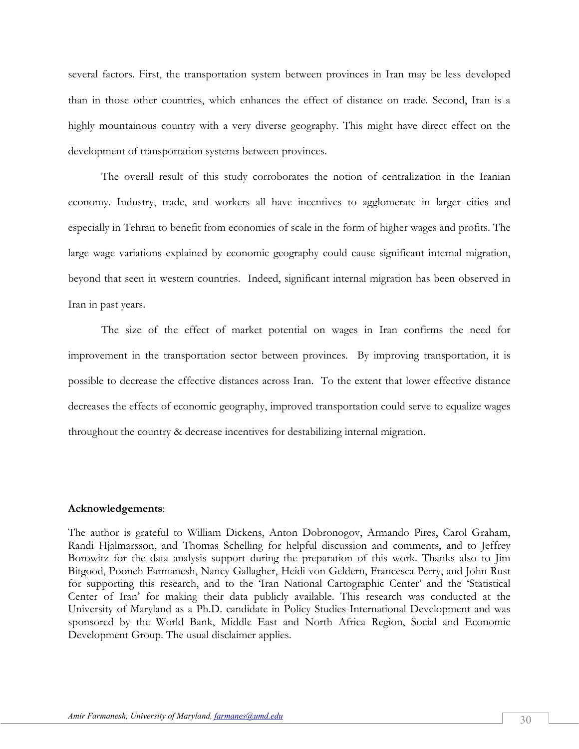several factors. First, the transportation system between provinces in Iran may be less developed than in those other countries, which enhances the effect of distance on trade. Second, Iran is a highly mountainous country with a very diverse geography. This might have direct effect on the development of transportation systems between provinces.

The overall result of this study corroborates the notion of centralization in the Iranian economy. Industry, trade, and workers all have incentives to agglomerate in larger cities and especially in Tehran to benefit from economies of scale in the form of higher wages and profits. The large wage variations explained by economic geography could cause significant internal migration, beyond that seen in western countries. Indeed, significant internal migration has been observed in Iran in past years.

The size of the effect of market potential on wages in Iran confirms the need for improvement in the transportation sector between provinces. By improving transportation, it is possible to decrease the effective distances across Iran. To the extent that lower effective distance decreases the effects of economic geography, improved transportation could serve to equalize wages throughout the country & decrease incentives for destabilizing internal migration.

**Acknowledgements**:

The author is grateful to William Dickens, Anton Dobronogov, Armando Pires, Carol Graham, Randi Hjalmarsson, and Thomas Schelling for helpful discussion and comments, and to Jeffrey Borowitz for the data analysis support during the preparation of this work. Thanks also to Jim Bitgood, Pooneh Farmanesh, Nancy Gallagher, Heidi von Geldern, Francesca Perry, and John Rust for supporting this research, and to the 'Iran National Cartographic Center' and the 'Statistical Center of Iran' for making their data publicly available. This research was conducted at the University of Maryland as a Ph.D. candidate in Policy Studies-International Development and was sponsored by the World Bank, Middle East and North Africa Region, Social and Economic Development Group. The usual disclaimer applies.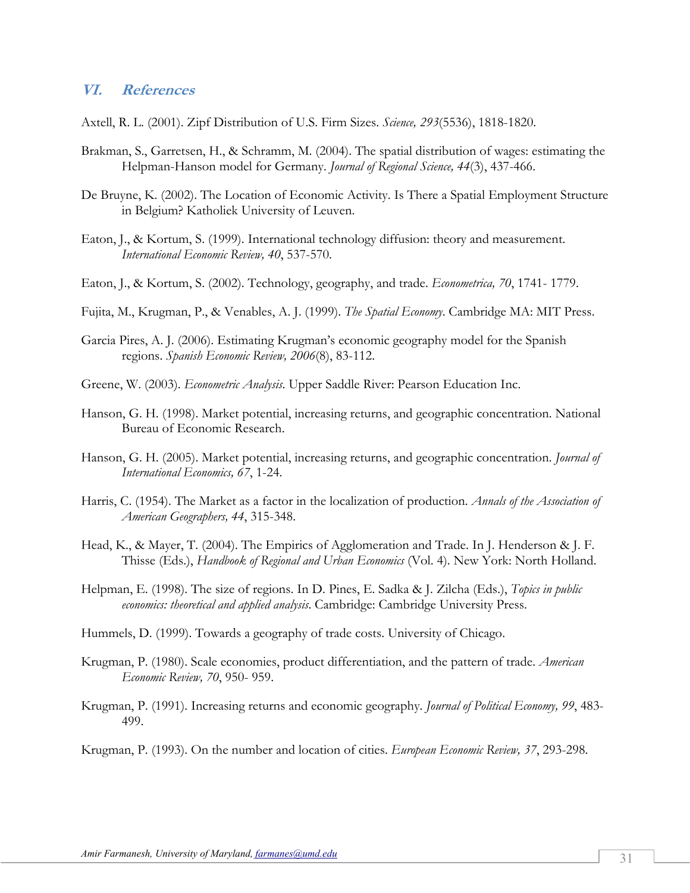## VI. References

Axtell, R. L. (2001). Zipf Distribution of U.S. Firm Sizes. *Science, 293*(5536), 1818-1820.

Brakman, S., Garretsen, H., & Schramm, M. (2004). The spatial distribution of wages: estimating the Helpman-Hanson model for Germany. *Journal of Regional Science, 44*(3), 437-466.

De Bruyne, K. (2002). The Location of Economic Activity. Is There a Spatial Employment Structure in Belgium? Katholiek University of Leuven.

Eaton, J., & Kortum, S. (1999). International technology diffusion: theory and measurement. *International Economic Review, 40*, 537-570.

Eaton, J., & Kortum, S. (2002). Technology, geography, and trade. *Econometrica, 70*, 1741- 1779.

Fujita, M., Krugman, P., & Venables, A. J. (1999). *The Spatial Economy*. Cambridge MA: MIT Press.

Garcia Pires, A. J. (2006). Estimating Krugman's economic geography model for the Spanish regions. *Spanish Economic Review, 2006*(8), 83-112.

Greene, W. (2003). *Econometric Analysis*. Upper Saddle River: Pearson Education Inc.

Hanson, G. H. (1998). Market potential, increasing returns, and geographic concentration. National Bureau of Economic Research.

Hanson, G. H. (2005). Market potential, increasing returns, and geographic concentration. *Journal of International Economics, 67*, 1-24.

Harris, C. (1954). The Market as a factor in the localization of production. *Annals of the Association of American Geographers, 44*, 315-348.

Head, K., & Mayer, T. (2004). The Empirics of Agglomeration and Trade. In J. Henderson & J. F. Thisse (Eds.), *Handbook of Regional and Urban Economics* (Vol. 4). New York: North Holland.

Helpman, E. (1998). The size of regions. In D. Pines, E. Sadka & J. Zilcha (Eds.), *Topics in public economics: theoretical and applied analysis*. Cambridge: Cambridge University Press.

Hummels, D. (1999). Towards a geography of trade costs. University of Chicago.

Krugman, P. (1980). Scale economies, product differentiation, and the pattern of trade. *American Economic Review, 70*, 950- 959.

Krugman, P. (1991). Increasing returns and economic geography. *Journal of Political Economy, 99*, 483-499.

Krugman, P. (1993). On the number and location of cities. *European Economic Review, 37*, 293-298.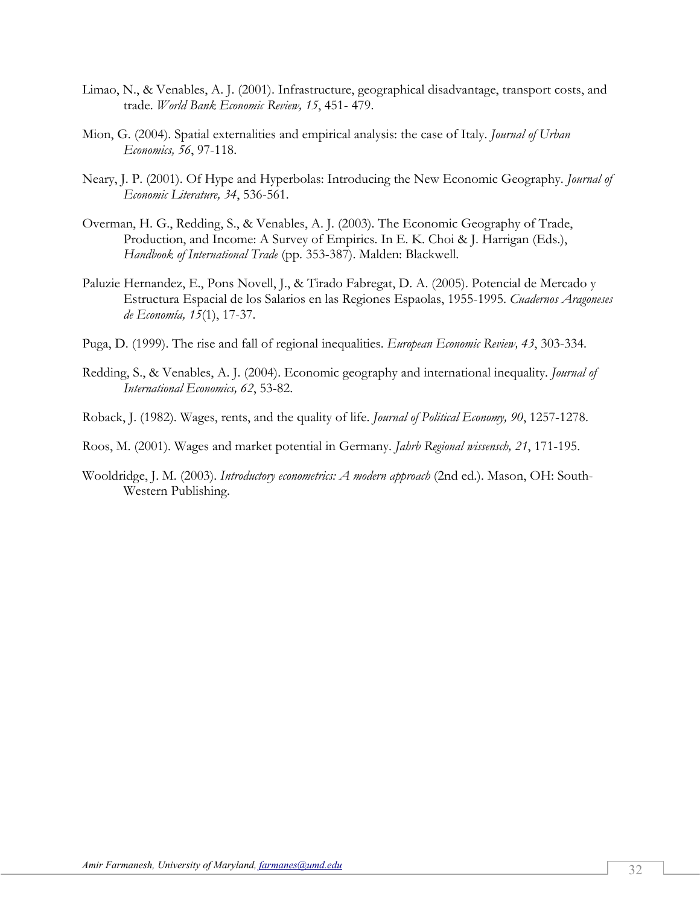Limao, N., & Venables, A. J. (2001). Infrastructure, geographical disadvantage, transport costs, and trade. *World Bank Economic Review, 15*, 451- 479.

Mion, G. (2004). Spatial externalities and empirical analysis: the case of Italy. *Journal of Urban Economics, 56*, 97-118.

Neary, J. P. (2001). Of Hype and Hyperbolas: Introducing the New Economic Geography. *Journal of Economic Literature, 34*, 536-561.

Overman, H. G., Redding, S., & Venables, A. J. (2003). The Economic Geography of Trade, Production, and Income: A Survey of Empirics. In E. K. Choi & J. Harrigan (Eds.), *Handbook of International Trade* (pp. 353-387). Malden: Blackwell.

Paluzie Hernandez, E., Pons Novell, J., & Tirado Fabregat, D. A. (2005). Potencial de Mercado y Estructura Espacial de los Salarios en las Regiones Espaolas, 1955-1995. *Cuadernos Aragoneses de Economía, 15*(1), 17-37.

Puga, D. (1999). The rise and fall of regional inequalities. *European Economic Review, 43*, 303-334.

Redding, S., & Venables, A. J. (2004). Economic geography and international inequality. *Journal of International Economics, 62*, 53-82.

Roback, J. (1982). Wages, rents, and the quality of life. *Journal of Political Economy, 90*, 1257-1278.

Roos, M. (2001). Wages and market potential in Germany. *Jahrb Regional wissensch, 21*, 171-195.

Wooldridge, J. M. (2003). *Introductory econometrics: A modern approach* (2nd ed.). Mason, OH: South-Western Publishing.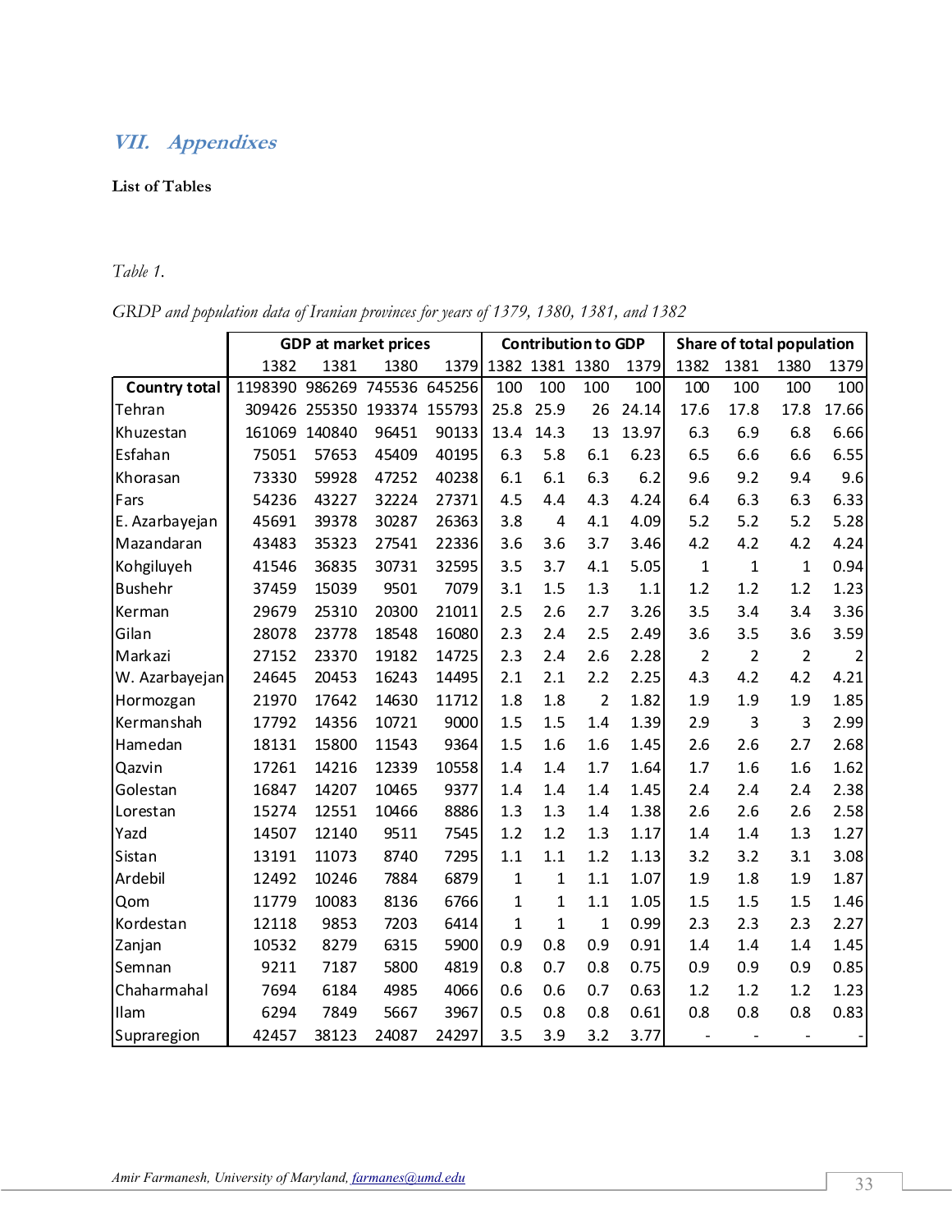## VII. Appendixes

**List of Tables**

*Table 1.*

*GRDP and population data of Iranian provinces for years of 1379, 1380, 1381, and 1382*

| | GDP at market prices | | | | Contribution to GDP | | | | Share of total population | | | |
|---|---|---|---|---|---|---|---|---|---|---|---|---|
| | 1382 | 1381 | 1380 | 1379 | 1382 | 1381 | 1380 | 1379 | 1382 | 1381 | 1380 | 1379 |
| **Country total** | 1198390 | 986269 | 745536 | 645256 | 100 | 100 | 100 | 100 | 100 | 100 | 100 | 100 |
| Tehran | 309426 | 255350 | 193374 | 155793 | 25.8 | 25.9 | 26 | 24.14 | 17.6 | 17.8 | 17.8 | 17.66 |
| Khuzestan | 161069 | 140840 | 96451 | 90133 | 13.4 | 14.3 | 13 | 13.97 | 6.3 | 6.9 | 6.8 | 6.66 |
| Esfahan | 75051 | 57653 | 45409 | 40195 | 6.3 | 5.8 | 6.1 | 6.23 | 6.5 | 6.6 | 6.6 | 6.55 |
| Khorasan | 73330 | 59928 | 47252 | 40238 | 6.1 | 6.1 | 6.3 | 6.2 | 9.6 | 9.2 | 9.4 | 9.6 |
| Fars | 54236 | 43227 | 32224 | 27371 | 4.5 | 4.4 | 4.3 | 4.24 | 6.4 | 6.3 | 6.3 | 6.33 |
| E. Azarbayejan | 45691 | 39378 | 30287 | 26363 | 3.8 | 4 | 4.1 | 4.09 | 5.2 | 5.2 | 5.2 | 5.28 |
| Mazandaran | 43483 | 35323 | 27541 | 22336 | 3.6 | 3.6 | 3.7 | 3.46 | 4.2 | 4.2 | 4.2 | 4.24 |
| Kohgiluyeh | 41546 | 36835 | 30731 | 32595 | 3.5 | 3.7 | 4.1 | 5.05 | 1 | 1 | 1 | 0.94 |
| Bushehr | 37459 | 15039 | 9501 | 7079 | 3.1 | 1.5 | 1.3 | 1.1 | 1.2 | 1.2 | 1.2 | 1.23 |
| Kerman | 29679 | 25310 | 20300 | 21011 | 2.5 | 2.6 | 2.7 | 3.26 | 3.5 | 3.4 | 3.4 | 3.36 |
| Gilan | 28078 | 23778 | 18548 | 16080 | 2.3 | 2.4 | 2.5 | 2.49 | 3.6 | 3.5 | 3.6 | 3.59 |
| Markazi | 27152 | 23370 | 19182 | 14725 | 2.3 | 2.4 | 2.6 | 2.28 | 2 | 2 | 2 | 2 |
| W. Azarbayejan | 24645 | 20453 | 16243 | 14495 | 2.1 | 2.1 | 2.2 | 2.25 | 4.3 | 4.2 | 4.2 | 4.21 |
| Hormozgan | 21970 | 17642 | 14630 | 11712 | 1.8 | 1.8 | 2 | 1.82 | 1.9 | 1.9 | 1.9 | 1.85 |
| Kermanshah | 17792 | 14356 | 10721 | 9000 | 1.5 | 1.5 | 1.4 | 1.39 | 2.9 | 3 | 3 | 2.99 |
| Hamedan | 18131 | 15800 | 11543 | 9364 | 1.5 | 1.6 | 1.6 | 1.45 | 2.6 | 2.6 | 2.7 | 2.68 |
| Qazvin | 17261 | 14216 | 12339 | 10558 | 1.4 | 1.4 | 1.7 | 1.64 | 1.7 | 1.6 | 1.6 | 1.62 |
| Golestan | 16847 | 14207 | 10465 | 9377 | 1.4 | 1.4 | 1.4 | 1.45 | 2.4 | 2.4 | 2.4 | 2.38 |
| Lorestan | 15274 | 12551 | 10466 | 8886 | 1.3 | 1.3 | 1.4 | 1.38 | 2.6 | 2.6 | 2.6 | 2.58 |
| Yazd | 14507 | 12140 | 9511 | 7545 | 1.2 | 1.2 | 1.3 | 1.17 | 1.4 | 1.4 | 1.3 | 1.27 |
| Sistan | 13191 | 11073 | 8740 | 7295 | 1.1 | 1.1 | 1.2 | 1.13 | 3.2 | 3.2 | 3.1 | 3.08 |
| Ardebil | 12492 | 10246 | 7884 | 6879 | 1 | 1 | 1.1 | 1.07 | 1.9 | 1.8 | 1.9 | 1.87 |
| Qom | 11779 | 10083 | 8136 | 6766 | 1 | 1 | 1.1 | 1.05 | 1.5 | 1.5 | 1.5 | 1.46 |
| Kordestan | 12118 | 9853 | 7203 | 6414 | 1 | 1 | 1 | 0.99 | 2.3 | 2.3 | 2.3 | 2.27 |
| Zanjan | 10532 | 8279 | 6315 | 5900 | 0.9 | 0.8 | 0.9 | 0.91 | 1.4 | 1.4 | 1.4 | 1.45 |
| Semnan | 9211 | 7187 | 5800 | 4819 | 0.8 | 0.7 | 0.8 | 0.75 | 0.9 | 0.9 | 0.9 | 0.85 |
| Chaharmahal | 7694 | 6184 | 4985 | 4066 | 0.6 | 0.6 | 0.7 | 0.63 | 1.2 | 1.2 | 1.2 | 1.23 |
| Ilam | 6294 | 7849 | 5667 | 3967 | 0.5 | 0.8 | 0.8 | 0.61 | 0.8 | 0.8 | 0.8 | 0.83 |
| Supraregion | 42457 | 38123 | 24087 | 24297 | 3.5 | 3.9 | 3.2 | 3.77 | - | - | - | - |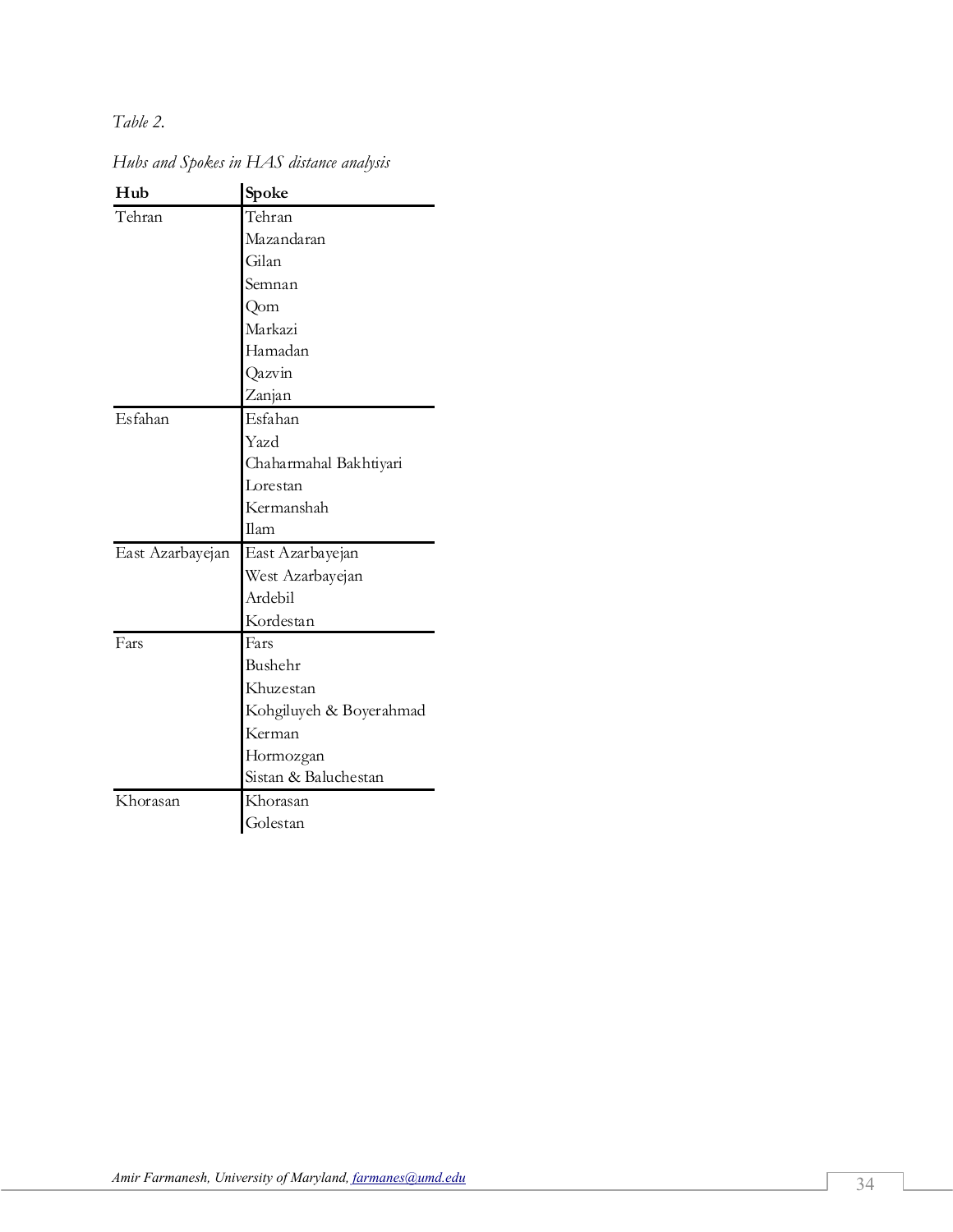*Table 2.*

*Hubs and Spokes in HAS distance analysis*

| Hub | Spoke |
|---|---|
| Tehran | Tehran |
| | Mazandaran |
| | Gilan |
| | Semnan |
| | Qom |
| | Markazi |
| | Hamadan |
| | Qazvin |
| | Zanjan |
| Esfahan | Esfahan |
| | Yazd |
| | Chaharmahal Bakhtiyari |
| | Lorestan |
| | Kermanshah |
| | Ilam |
| East Azarbayejan | East Azarbayejan |
| | West Azarbayejan |
| | Ardebil |
| | Kordestan |
| Fars | Fars |
| | Bushehr |
| | Khuzestan |
| | Kohgiluyeh & Boyerahmad |
| | Kerman |
| | Hormozgan |
| | Sistan & Baluchestan |
| Khorasan | Khorasan |
| | Golestan |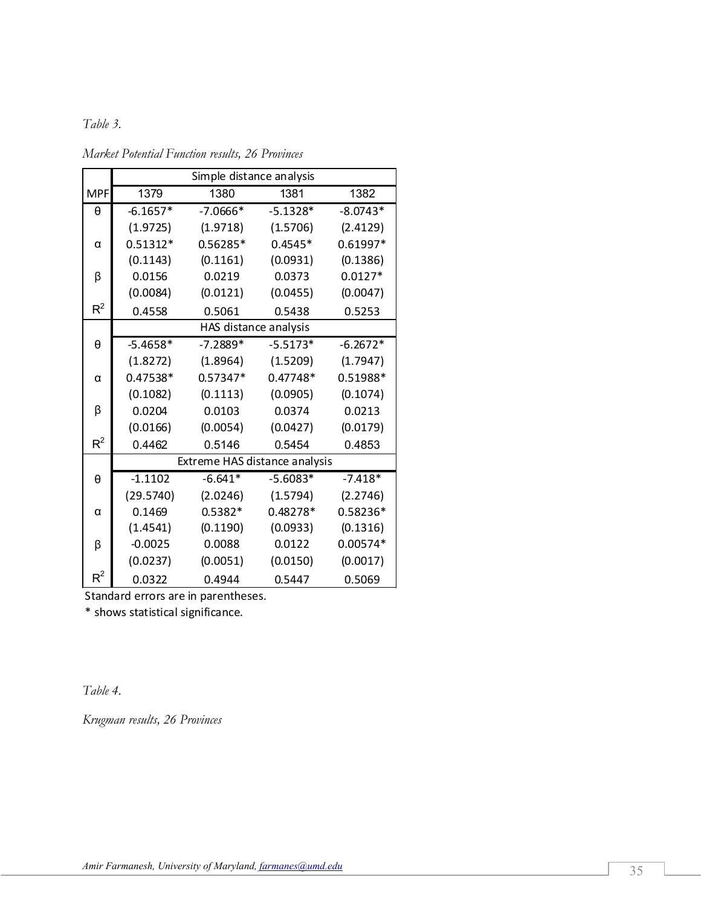*Table 3.*

*Market Potential Function results, 26 Provinces*

| MPF | 1379 | 1380 | 1381 | 1382 |
|---|---|---|---|---|
| | Simple distance analysis | | | |
| θ | -6.1657* | -7.0666* | -5.1328* | -8.0743* |
| | (1.9725) | (1.9718) | (1.5706) | (2.4129) |
| α | 0.51312* | 0.56285* | 0.4545* | 0.61997* |
| | (0.1143) | (0.1161) | (0.0931) | (0.1386) |
| β | 0.0156 | 0.0219 | 0.0373 | 0.0127* |
| | (0.0084) | (0.0121) | (0.0455) | (0.0047) |
| $R^2$ | 0.4558 | 0.5061 | 0.5438 | 0.5253 |
| | HAS distance analysis | | | |
| θ | -5.4658* | -7.2889* | -5.5173* | -6.2672* |
| | (1.8272) | (1.8964) | (1.5209) | (1.7947) |
| α | 0.47538* | 0.57347* | 0.47748* | 0.51988* |
| | (0.1082) | (0.1113) | (0.0905) | (0.1074) |
| β | 0.0204 | 0.0103 | 0.0374 | 0.0213 |
| | (0.0166) | (0.0054) | (0.0427) | (0.0179) |
| $R^2$ | 0.4462 | 0.5146 | 0.5454 | 0.4853 |
| | Extreme HAS distance analysis | | | |
| θ | -1.1102 | -6.641* | -5.6083* | -7.418* |
| | (29.5740) | (2.0246) | (1.5794) | (2.2746) |
| α | 0.1469 | 0.5382* | 0.48278* | 0.58236* |
| | (1.4541) | (0.1190) | (0.0933) | (0.1316) |
| β | -0.0025 | 0.0088 | 0.0122 | 0.00574* |
| | (0.0237) | (0.0051) | (0.0150) | (0.0017) |
| $R^2$ | 0.0322 | 0.4944 | 0.5447 | 0.5069 |

Standard errors are in parentheses.

\* shows statistical significance.

*Table 4.*

*Krugman results, 26 Provinces*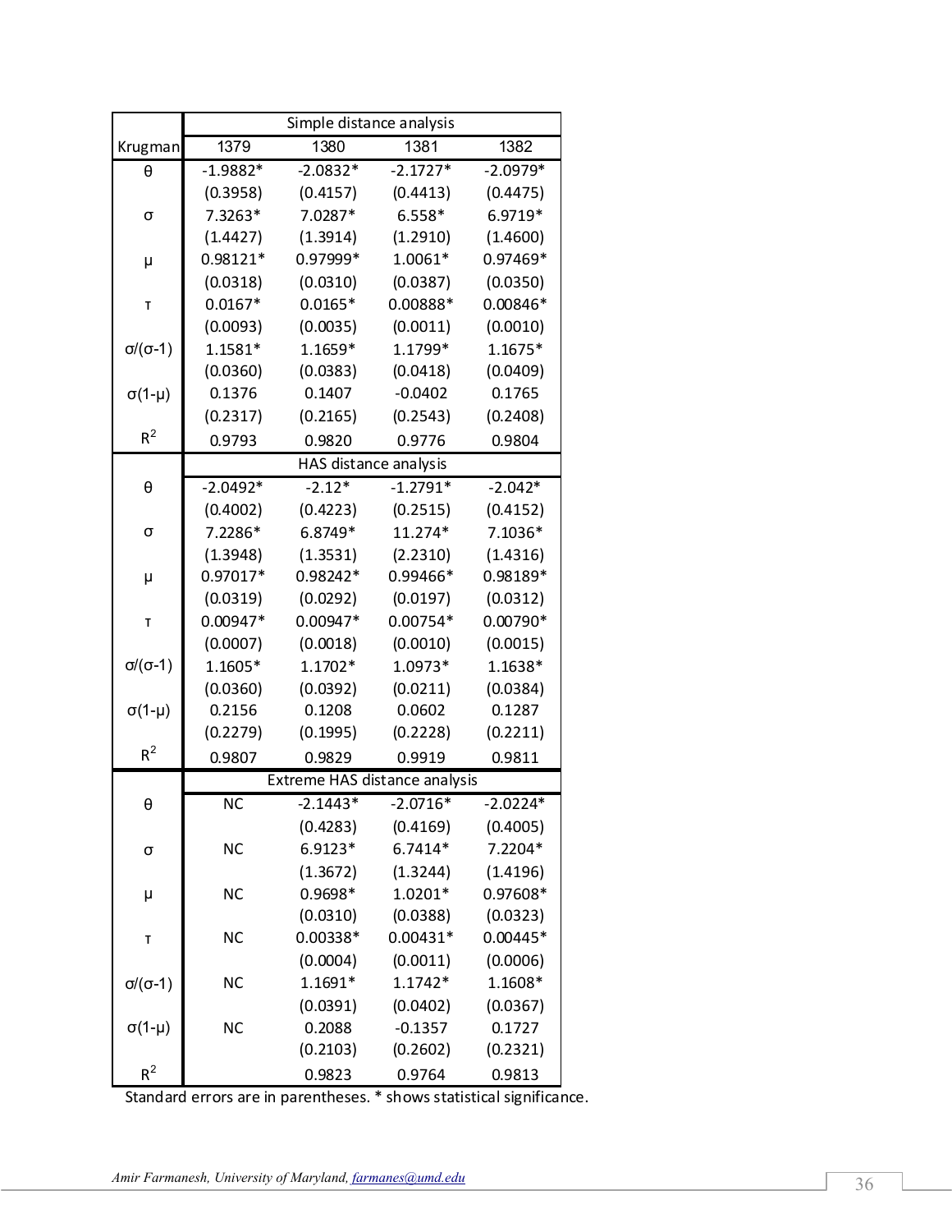| Krugman | 1379 | 1380 | 1381 | 1382 |
|---|---|---|---|---|
| | Simple distance analysis | | | |
| θ | -1.9882* | -2.0832* | -2.1727* | -2.0979* |
| | (0.3958) | (0.4157) | (0.4413) | (0.4475) |
| σ | 7.3263* | 7.0287* | 6.558* | 6.9719* |
| | (1.4427) | (1.3914) | (1.2910) | (1.4600) |
| μ | 0.98121* | 0.97999* | 1.0061* | 0.97469* |
| | (0.0318) | (0.0310) | (0.0387) | (0.0350) |
| τ | 0.0167* | 0.0165* | 0.00888* | 0.00846* |
| | (0.0093) | (0.0035) | (0.0011) | (0.0010) |
| σ/(σ-1) | 1.1581* | 1.1659* | 1.1799* | 1.1675* |
| | (0.0360) | (0.0383) | (0.0418) | (0.0409) |
| σ(1-μ) | 0.1376 | 0.1407 | -0.0402 | 0.1765 |
| | (0.2317) | (0.2165) | (0.2543) | (0.2408) |
| $R^2$ | 0.9793 | 0.9820 | 0.9776 | 0.9804 |
| | HAS distance analysis | | | |
| θ | -2.0492* | -2.12* | -1.2791* | -2.042* |
| | (0.4002) | (0.4223) | (0.2515) | (0.4152) |
| σ | 7.2286* | 6.8749* | 11.274* | 7.1036* |
| | (1.3948) | (1.3531) | (2.2310) | (1.4316) |
| μ | 0.97017* | 0.98242* | 0.99466* | 0.98189* |
| | (0.0319) | (0.0292) | (0.0197) | (0.0312) |
| τ | 0.00947* | 0.00947* | 0.00754* | 0.00790* |
| | (0.0007) | (0.0018) | (0.0010) | (0.0015) |
| σ/(σ-1) | 1.1605* | 1.1702* | 1.0973* | 1.1638* |
| | (0.0360) | (0.0392) | (0.0211) | (0.0384) |
| σ(1-μ) | 0.2156 | 0.1208 | 0.0602 | 0.1287 |
| | (0.2279) | (0.1995) | (0.2228) | (0.2211) |
| $R^2$ | 0.9807 | 0.9829 | 0.9919 | 0.9811 |
| | Extreme HAS distance analysis | | | |
| θ | NC | -2.1443* | -2.0716* | -2.0224* |
| | | (0.4283) | (0.4169) | (0.4005) |
| σ | NC | 6.9123* | 6.7414* | 7.2204* |
| | | (1.3672) | (1.3244) | (1.4196) |
| μ | NC | 0.9698* | 1.0201* | 0.97608* |
| | | (0.0310) | (0.0388) | (0.0323) |
| τ | NC | 0.00338* | 0.00431* | 0.00445* |
| | | (0.0004) | (0.0011) | (0.0006) |
| σ/(σ-1) | NC | 1.1691* | 1.1742* | 1.1608* |
| | | (0.0391) | (0.0402) | (0.0367) |
| σ(1-μ) | NC | 0.2088 | -0.1357 | 0.1727 |
| | | (0.2103) | (0.2602) | (0.2321) |
| $R^2$ | | 0.9823 | 0.9764 | 0.9813 |

Standard errors are in parentheses. * shows statistical significance.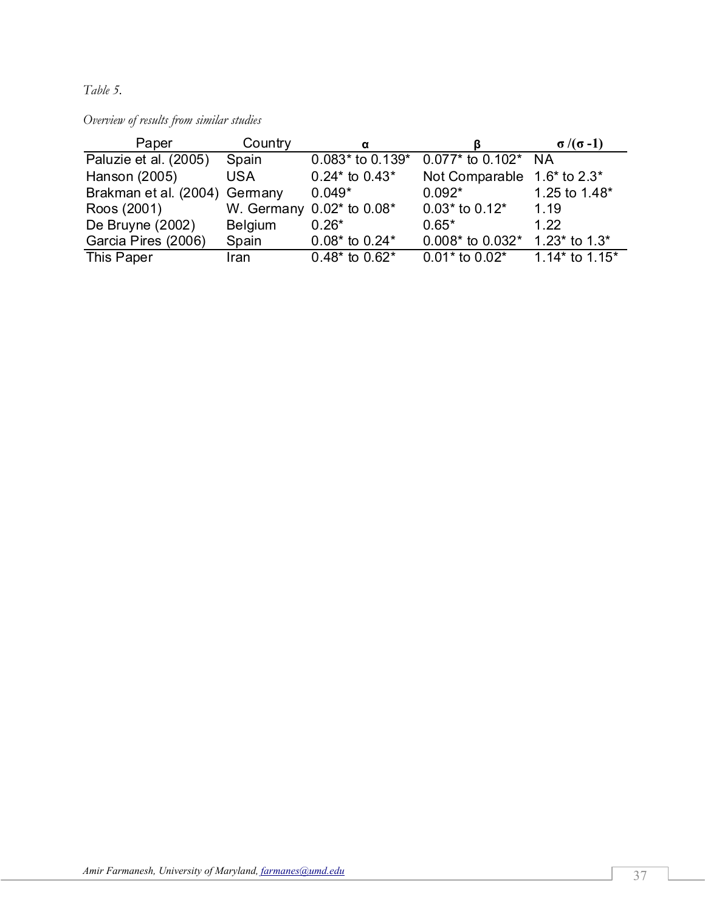*Table 5.*

*Overview of results from similar studies*

| Paper | Country | $\alpha$ | $\beta$ | $\sigma/(\sigma-1)$ |
|---|---|---|---|---|
| Paluzie et al. (2005) | Spain | 0.083* to 0.139* | 0.077* to 0.102* | NA |
| Hanson (2005) | USA | 0.24* to 0.43* | Not Comparable | 1.6* to 2.3* |
| Brakman et al. (2004) | Germany | 0.049* | 0.092* | 1.25 to 1.48* |
| Roos (2001) | W. Germany | 0.02* to 0.08* | 0.03* to 0.12* | 1.19 |
| De Bruyne (2002) | Belgium | 0.26* | 0.65* | 1.22 |
| Garcia Pires (2006) | Spain | 0.08* to 0.24* | 0.008* to 0.032* | 1.23* to 1.3* |
| This Paper | Iran | 0.48* to 0.62* | 0.01* to 0.02* | 1.14* to 1.15* |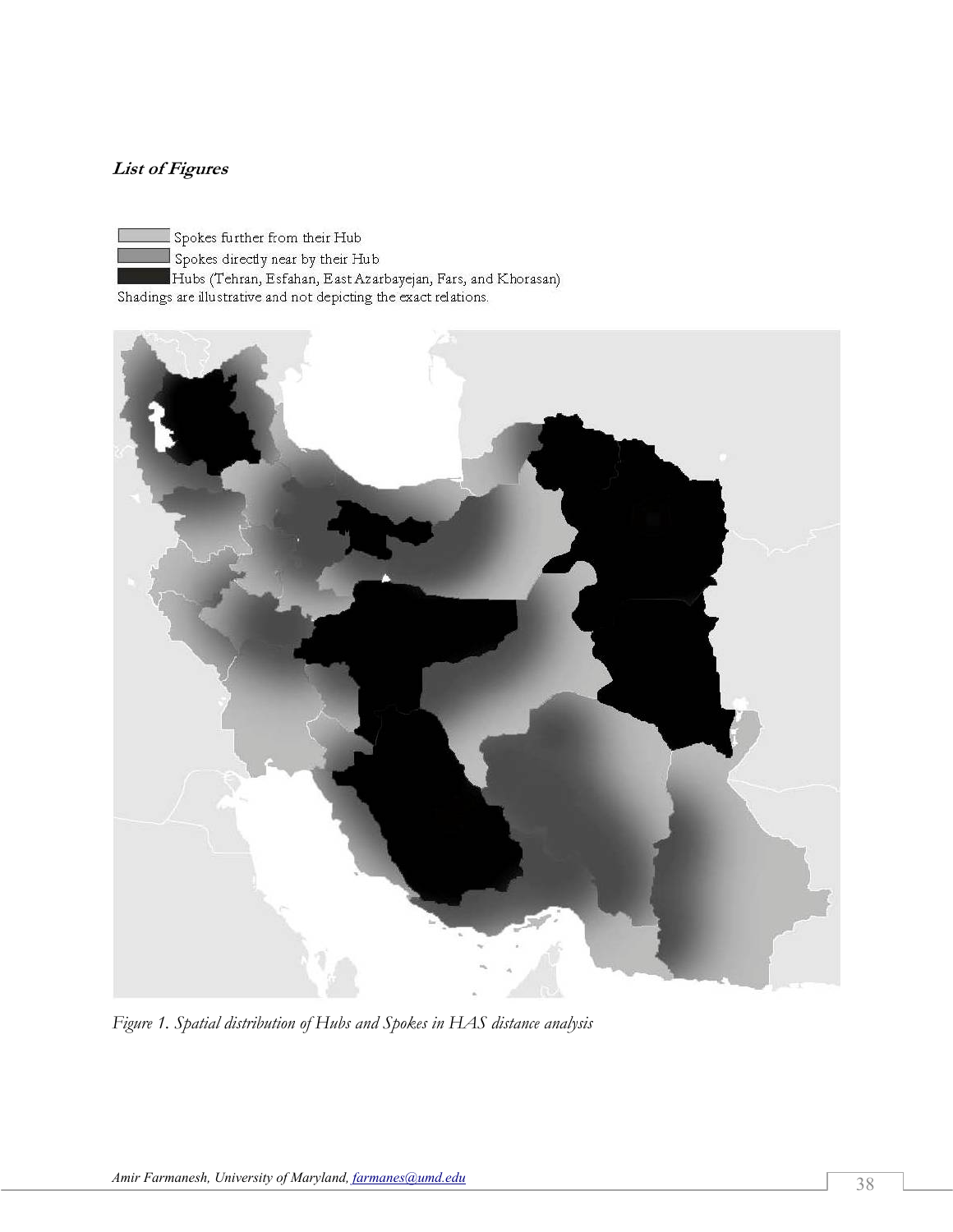***List of Figures***

Spokes further from their Hub

Spokes directly near by their Hub

Hubs (Tehran, Esfahan, East Azarbayejan, Fars, and Khorasan)

Shadings are illustrative and not depicting the exact relations.

*Figure 1. Spatial distribution of Hubs and Spokes in HAS distance analysis*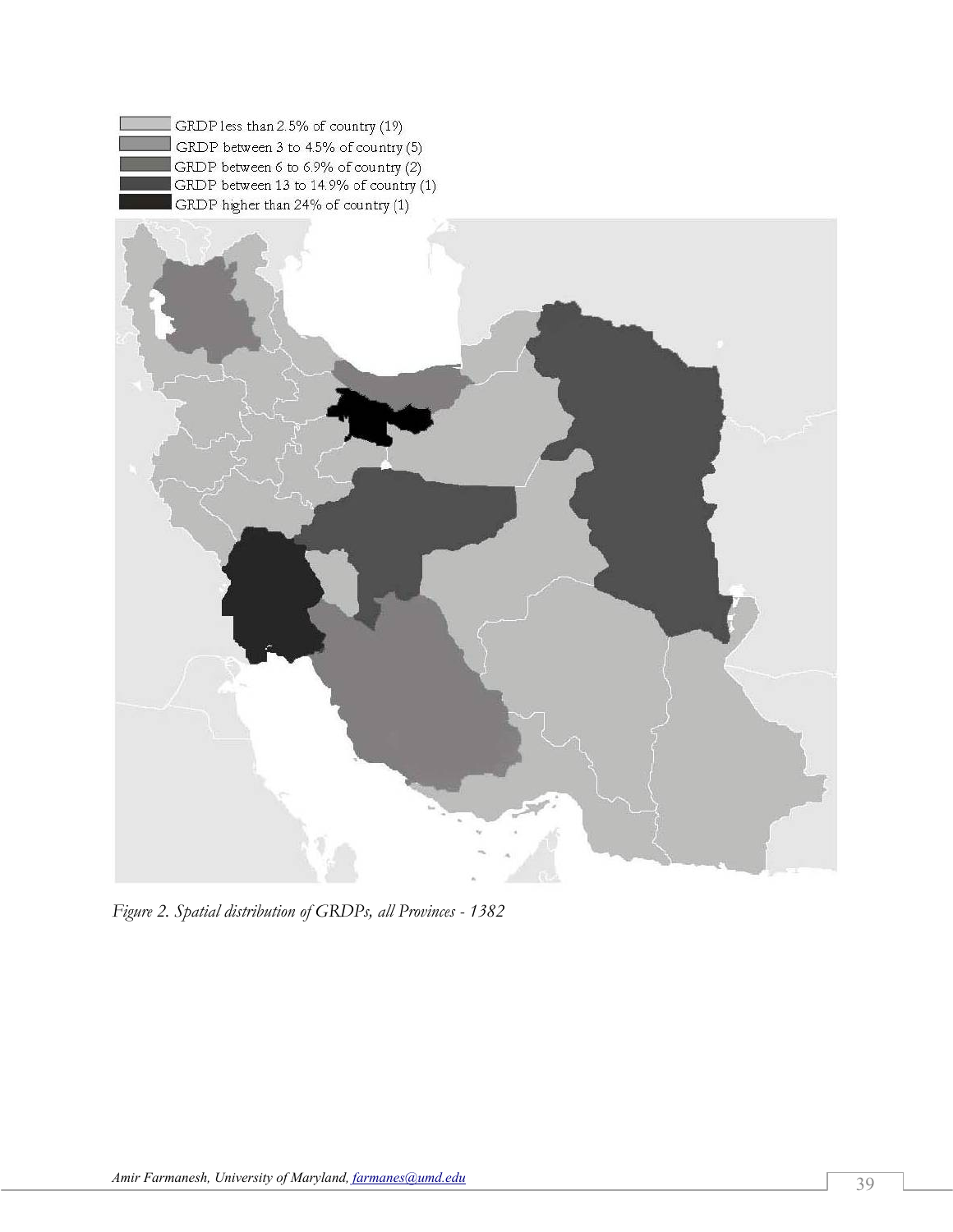GRDP less than 2.5% of country (19)
GRDP between 3 to 4.5% of country (5)
GRDP between 6 to 6.9% of country (2)
GRDP between 13 to 14.9% of country (1)
GRDP higher than 24% of country (1)

*Figure 2. Spatial distribution of GRDPs, all Provinces - 1382*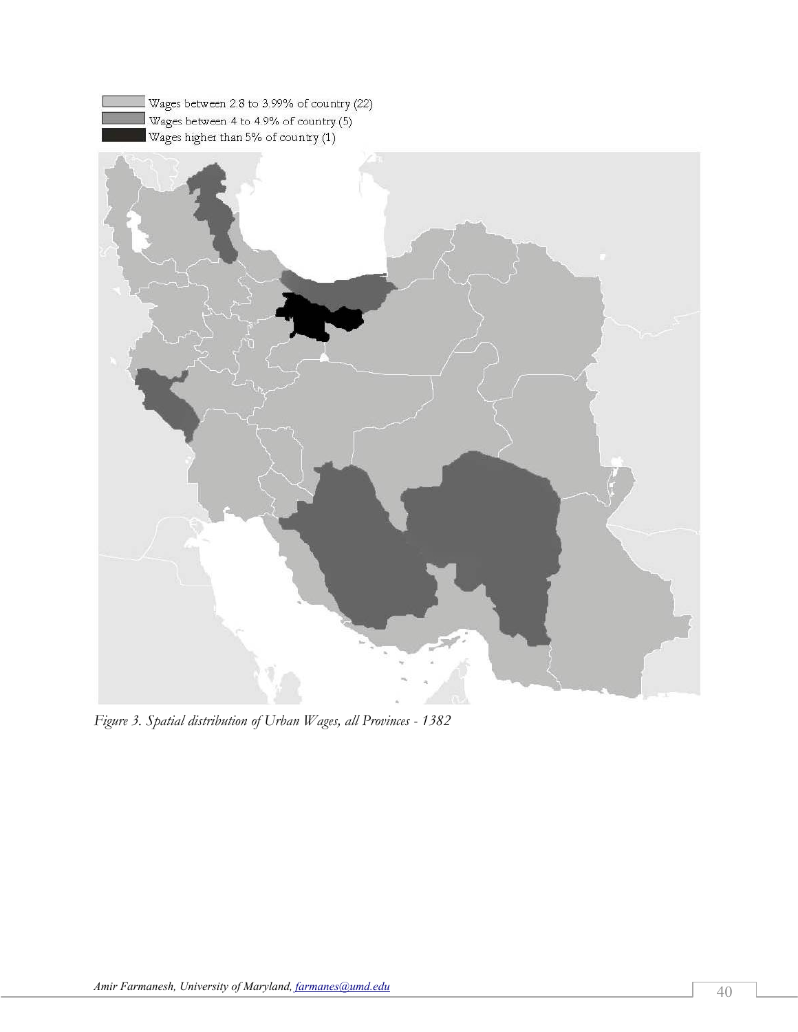Wages between 2.8 to 3.99% of country (22)
Wages between 4 to 4.9% of country (5)
Wages higher than 5% of country (1)

*Figure 3. Spatial distribution of Urban Wages, all Provinces - 1382*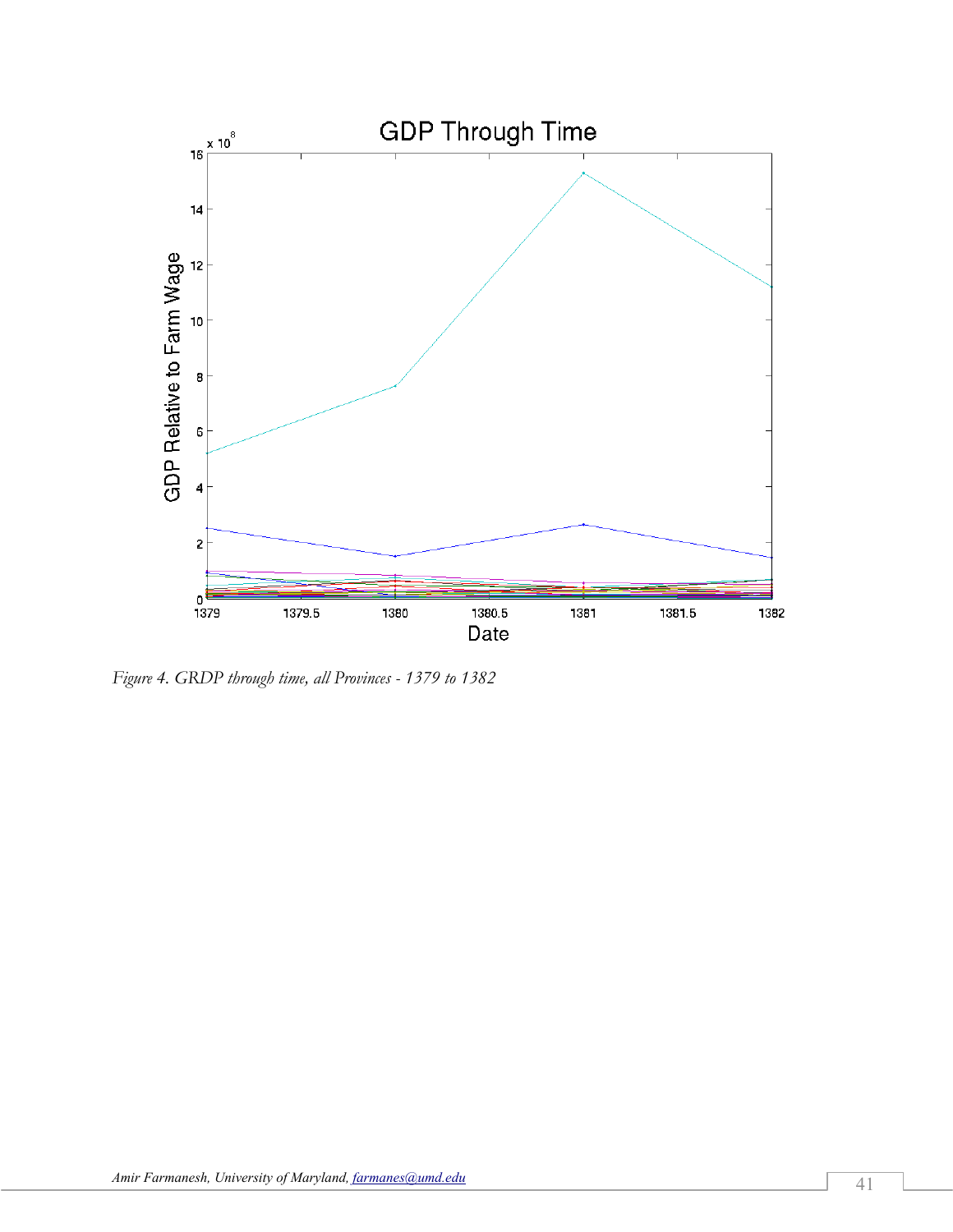Figure 4. GRDP through time, all Provinces - 1379 to 1382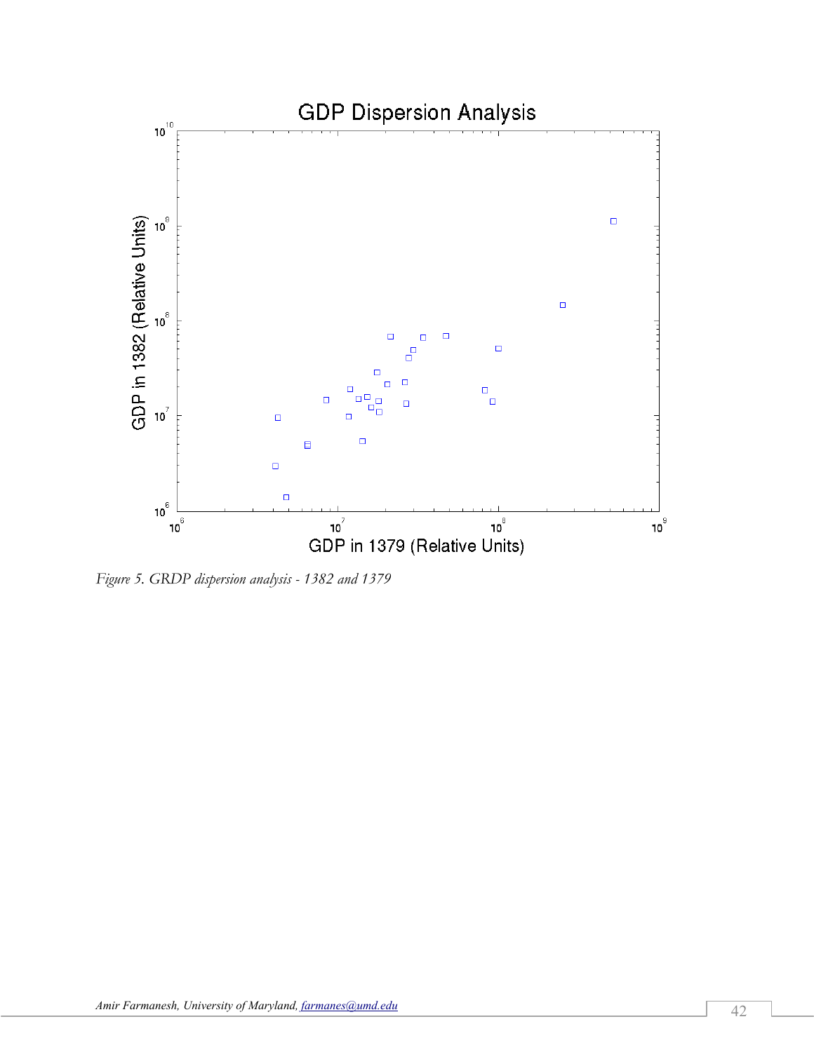*Figure 5. GRDP dispersion analysis - 1382 and 1379*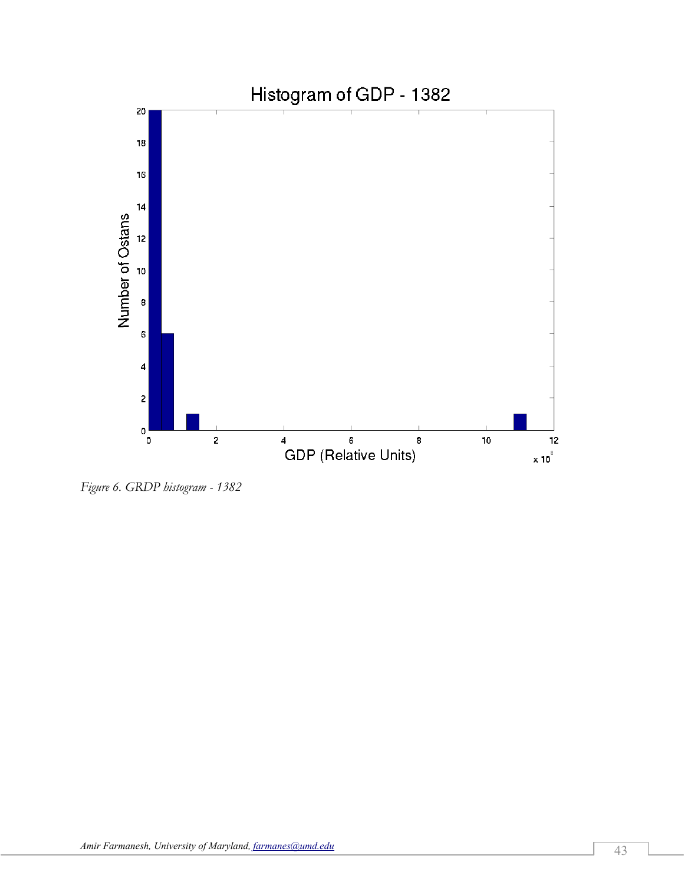*Figure 6. GRDP histogram - 1382*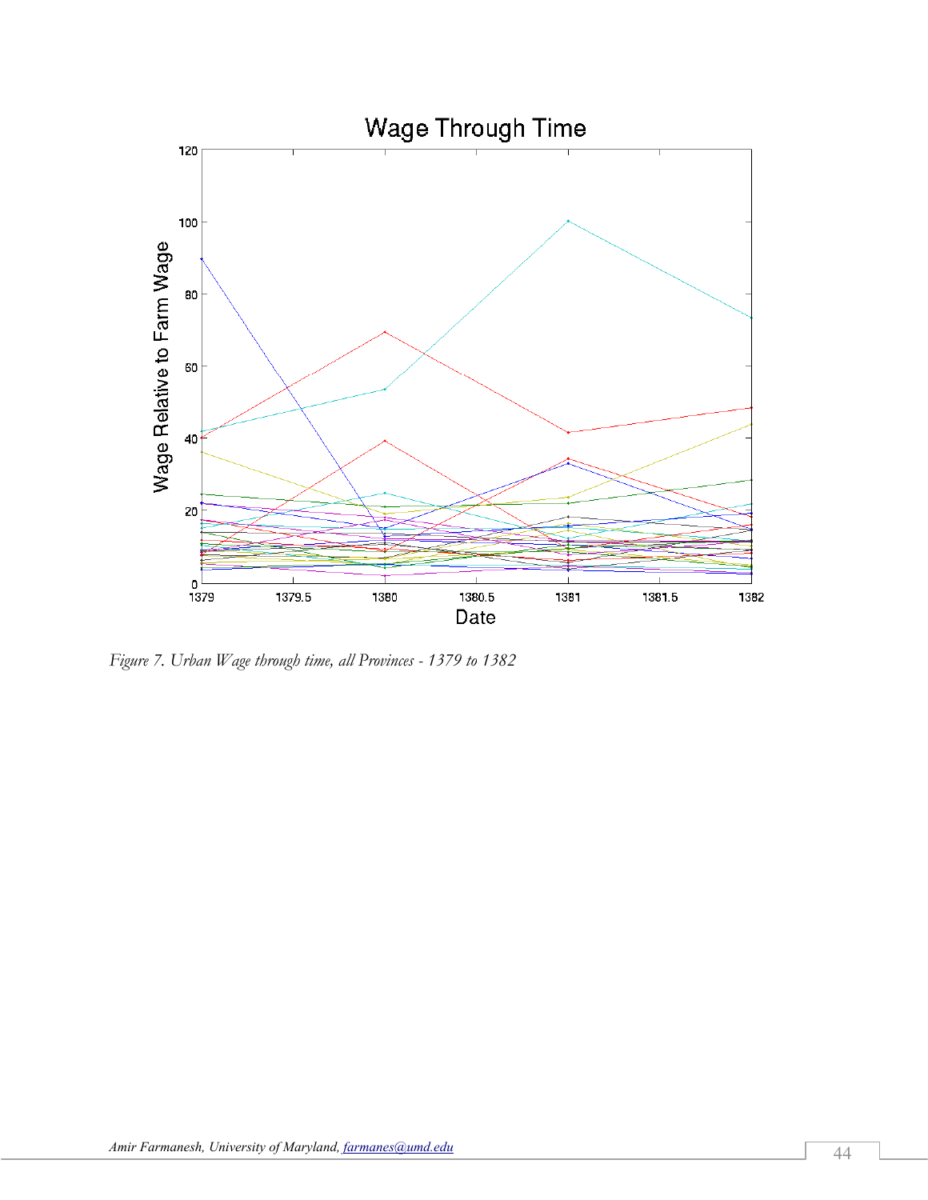*Figure 7. Urban Wage through time, all Provinces - 1379 to 1382*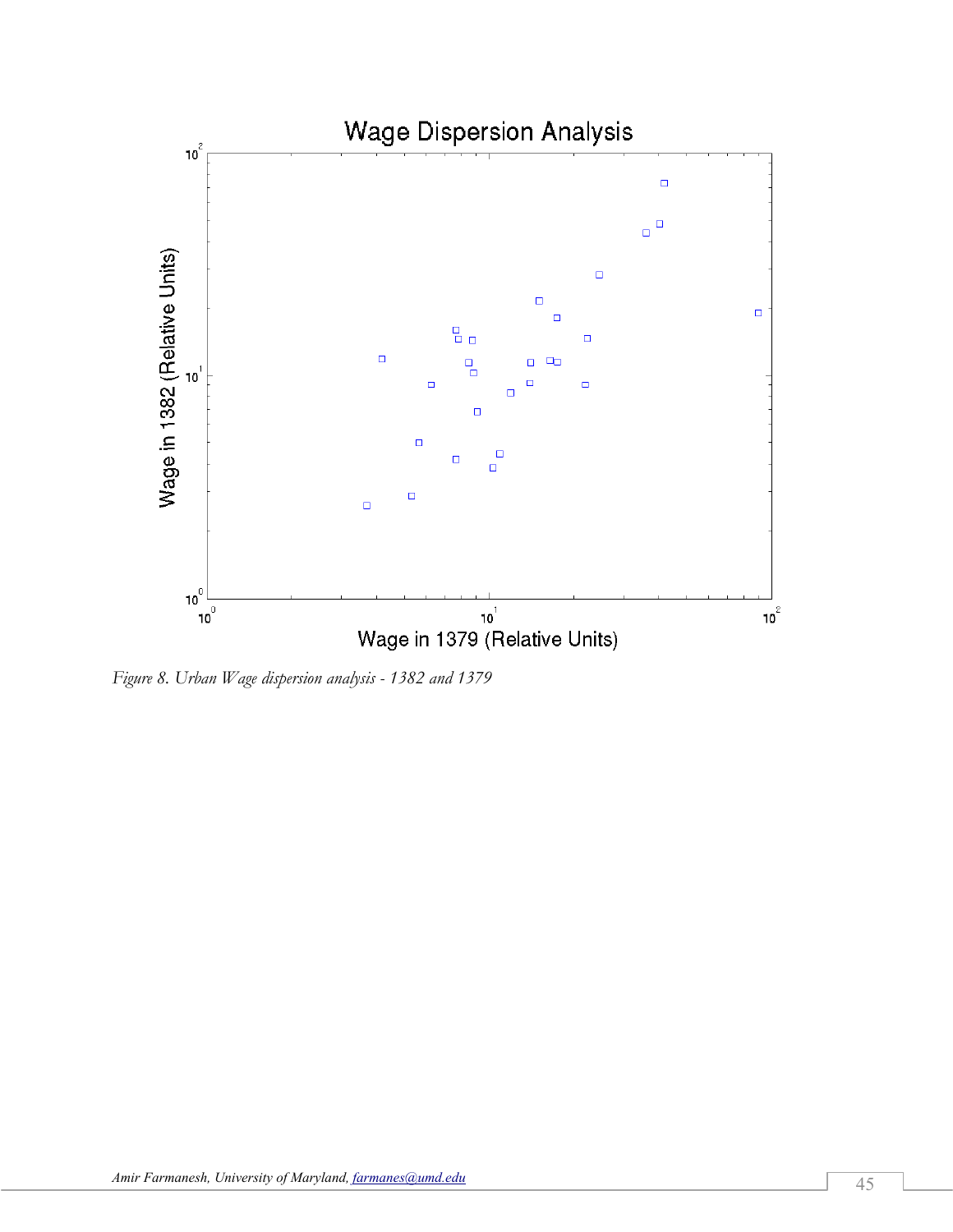*Figure 8. Urban Wage dispersion analysis - 1382 and 1379*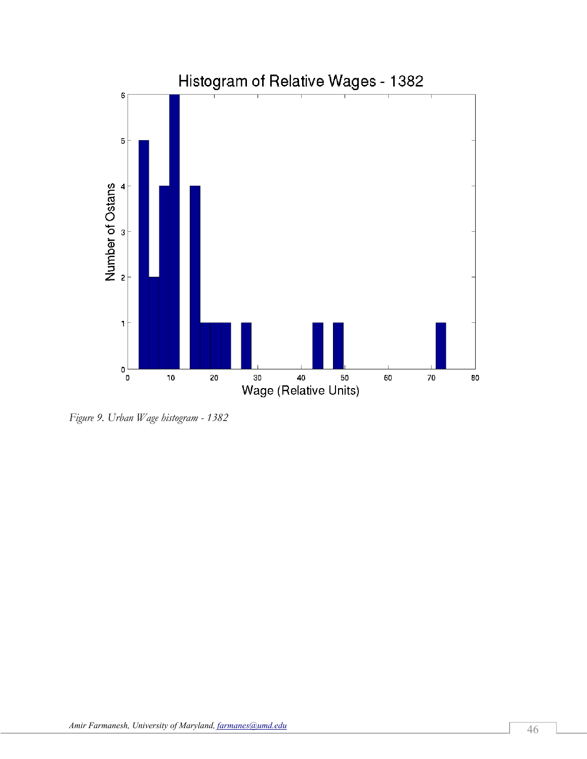Histogram of Relative Wages - 1382

Number of Ostans

0
1
2
3
4
5
6

0
10
20
30
40
50
60
70
80

Wage (Relative Units)

*Figure 9. Urban Wage histogram - 1382*